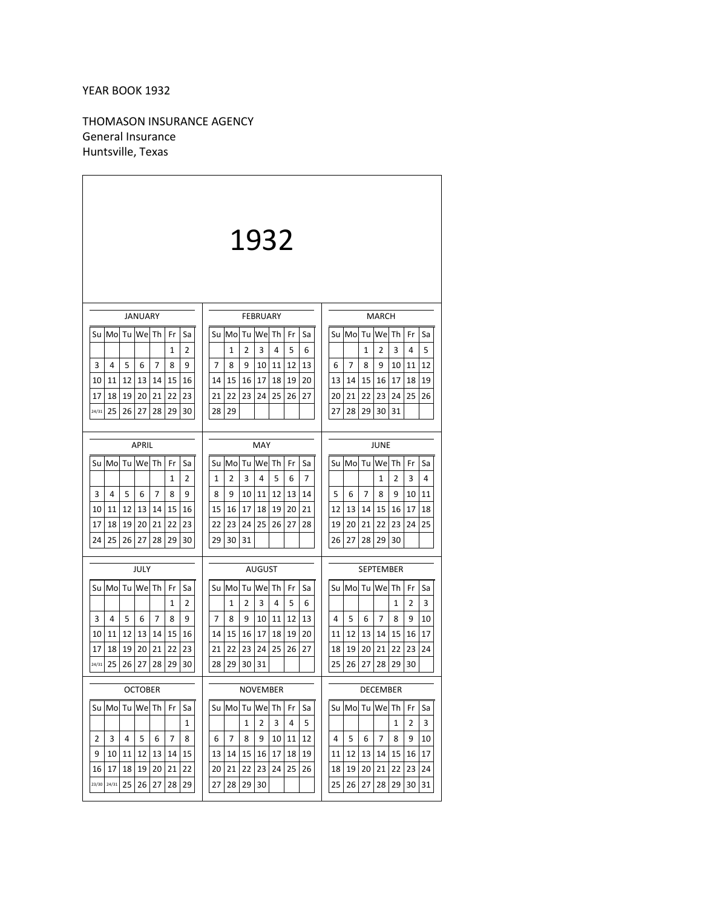YEAR BOOK 1932

THOMASON INSURANCE AGENCY
General Insurance
Huntsville, Texas

# 1932

**JANUARY**

| Su | Mo | Tu | We | Th | Fr | Sa |
|---|---|---|---|---|---|---|
| | | | | | 1 | 2 |
| 3 | 4 | 5 | 6 | 7 | 8 | 9 |
| 10 | 11 | 12 | 13 | 14 | 15 | 16 |
| 17 | 18 | 19 | 20 | 21 | 22 | 23 |
| 24/31 | 25 | 26 | 27 | 28 | 29 | 30 |

**FEBRUARY**

| Su | Mo | Tu | We | Th | Fr | Sa |
|---|---|---|---|---|---|---|
| | 1 | 2 | 3 | 4 | 5 | 6 |
| 7 | 8 | 9 | 10 | 11 | 12 | 13 |
| 14 | 15 | 16 | 17 | 18 | 19 | 20 |
| 21 | 22 | 23 | 24 | 25 | 26 | 27 |
| 28 | 29 | | | | | |

**MARCH**

| Su | Mo | Tu | We | Th | Fr | Sa |
|---|---|---|---|---|---|---|
| | | 1 | 2 | 3 | 4 | 5 |
| 6 | 7 | 8 | 9 | 10 | 11 | 12 |
| 13 | 14 | 15 | 16 | 17 | 18 | 19 |
| 20 | 21 | 22 | 23 | 24 | 25 | 26 |
| 27 | 28 | 29 | 30 | 31 | | |

**APRIL**

| Su | Mo | Tu | We | Th | Fr | Sa |
|---|---|---|---|---|---|---|
| | | | | | 1 | 2 |
| 3 | 4 | 5 | 6 | 7 | 8 | 9 |
| 10 | 11 | 12 | 13 | 14 | 15 | 16 |
| 17 | 18 | 19 | 20 | 21 | 22 | 23 |
| 24 | 25 | 26 | 27 | 28 | 29 | 30 |

**MAY**

| Su | Mo | Tu | We | Th | Fr | Sa |
|---|---|---|---|---|---|---|
| 1 | 2 | 3 | 4 | 5 | 6 | 7 |
| 8 | 9 | 10 | 11 | 12 | 13 | 14 |
| 15 | 16 | 17 | 18 | 19 | 20 | 21 |
| 22 | 23 | 24 | 25 | 26 | 27 | 28 |
| 29 | 30 | 31 | | | | |

**JUNE**

| Su | Mo | Tu | We | Th | Fr | Sa |
|---|---|---|---|---|---|---|
| | | | 1 | 2 | 3 | 4 |
| 5 | 6 | 7 | 8 | 9 | 10 | 11 |
| 12 | 13 | 14 | 15 | 16 | 17 | 18 |
| 19 | 20 | 21 | 22 | 23 | 24 | 25 |
| 26 | 27 | 28 | 29 | 30 | | |

**JULY**

| Su | Mo | Tu | We | Th | Fr | Sa |
|---|---|---|---|---|---|---|
| | | | | | 1 | 2 |
| 3 | 4 | 5 | 6 | 7 | 8 | 9 |
| 10 | 11 | 12 | 13 | 14 | 15 | 16 |
| 17 | 18 | 19 | 20 | 21 | 22 | 23 |
| 24/31 | 25 | 26 | 27 | 28 | 29 | 30 |

**AUGUST**

| Su | Mo | Tu | We | Th | Fr | Sa |
|---|---|---|---|---|---|---|
| | 1 | 2 | 3 | 4 | 5 | 6 |
| 7 | 8 | 9 | 10 | 11 | 12 | 13 |
| 14 | 15 | 16 | 17 | 18 | 19 | 20 |
| 21 | 22 | 23 | 24 | 25 | 26 | 27 |
| 28 | 29 | 30 | 31 | | | |

**SEPTEMBER**

| Su | Mo | Tu | We | Th | Fr | Sa |
|---|---|---|---|---|---|---|
| | | | | 1 | 2 | 3 |
| 4 | 5 | 6 | 7 | 8 | 9 | 10 |
| 11 | 12 | 13 | 14 | 15 | 16 | 17 |
| 18 | 19 | 20 | 21 | 22 | 23 | 24 |
| 25 | 26 | 27 | 28 | 29 | 30 | |

**OCTOBER**

| Su | Mo | Tu | We | Th | Fr | Sa |
|---|---|---|---|---|---|---|
| | | | | | | 1 |
| 2 | 3 | 4 | 5 | 6 | 7 | 8 |
| 9 | 10 | 11 | 12 | 13 | 14 | 15 |
| 16 | 17 | 18 | 19 | 20 | 21 | 22 |
| 23/30 | 24/31 | 25 | 26 | 27 | 28 | 29 |

**NOVEMBER**

| Su | Mo | Tu | We | Th | Fr | Sa |
|---|---|---|---|---|---|---|
| | | 1 | 2 | 3 | 4 | 5 |
| 6 | 7 | 8 | 9 | 10 | 11 | 12 |
| 13 | 14 | 15 | 16 | 17 | 18 | 19 |
| 20 | 21 | 22 | 23 | 24 | 25 | 26 |
| 27 | 28 | 29 | 30 | | | |

**DECEMBER**

| Su | Mo | Tu | We | Th | Fr | Sa |
|---|---|---|---|---|---|---|
| | | | | 1 | 2 | 3 |
| 4 | 5 | 6 | 7 | 8 | 9 | 10 |
| 11 | 12 | 13 | 14 | 15 | 16 | 17 |
| 18 | 19 | 20 | 21 | 22 | 23 | 24 |
| 25 | 26 | 27 | 28 | 29 | 30 | 31 |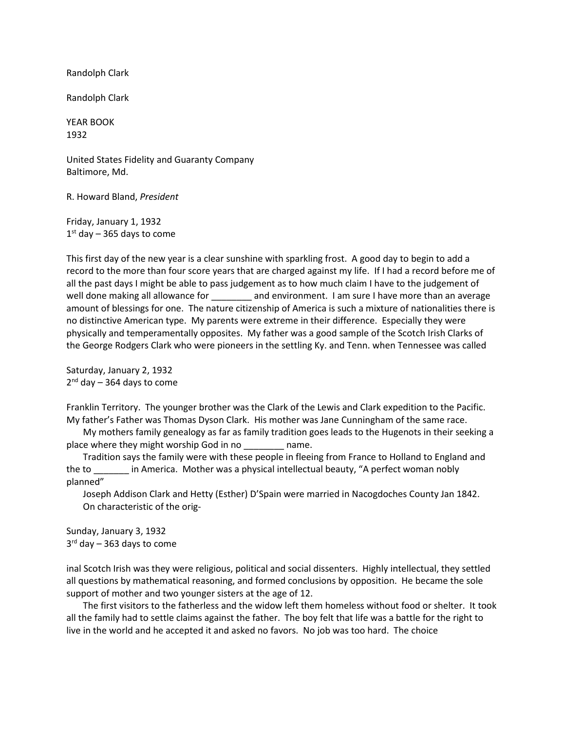Randolph Clark

Randolph Clark

YEAR BOOK
1932

United States Fidelity and Guaranty Company
Baltimore, Md.

R. Howard Bland, *President*

Friday, January 1, 1932
1st day – 365 days to come

This first day of the new year is a clear sunshine with sparkling frost. A good day to begin to add a record to the more than four score years that are charged against my life. If I had a record before me of all the past days I might be able to pass judgement as to how much claim I have to the judgement of well done making all allowance for ________ and environment. I am sure I have more than an average amount of blessings for one. The nature citizenship of America is such a mixture of nationalities there is no distinctive American type. My parents were extreme in their difference. Especially they were physically and temperamentally opposites. My father was a good sample of the Scotch Irish Clarks of the George Rodgers Clark who were pioneers in the settling Ky. and Tenn. when Tennessee was called

Saturday, January 2, 1932
2nd day – 364 days to come

Franklin Territory. The younger brother was the Clark of the Lewis and Clark expedition to the Pacific. My father's Father was Thomas Dyson Clark. His mother was Jane Cunningham of the same race.

My mothers family genealogy as far as family tradition goes leads to the Hugenots in their seeking a place where they might worship God in no ________ name.

Tradition says the family were with these people in fleeing from France to Holland to England and the to _______ in America. Mother was a physical intellectual beauty, "A perfect woman nobly planned"

Joseph Addison Clark and Hetty (Esther) D'Spain were married in Nacogdoches County Jan 1842.

On characteristic of the orig-

Sunday, January 3, 1932
3rd day – 363 days to come

inal Scotch Irish was they were religious, political and social dissenters. Highly intellectual, they settled all questions by mathematical reasoning, and formed conclusions by opposition. He became the sole support of mother and two younger sisters at the age of 12.

The first visitors to the fatherless and the widow left them homeless without food or shelter. It took all the family had to settle claims against the father. The boy felt that life was a battle for the right to live in the world and he accepted it and asked no favors. No job was too hard. The choice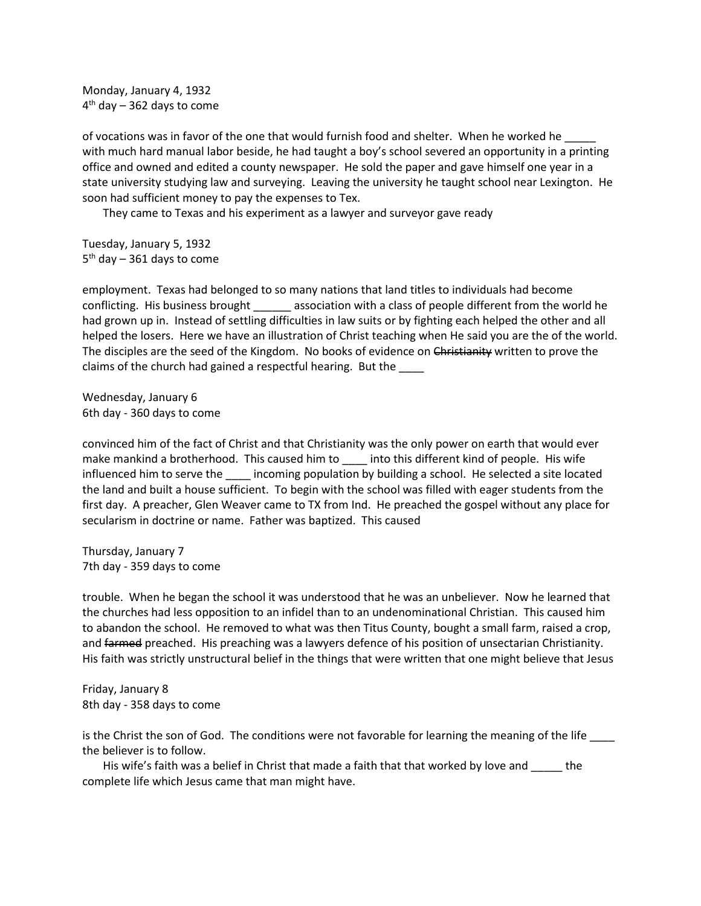Monday, January 4, 1932
4th day – 362 days to come

of vocations was in favor of the one that would furnish food and shelter. When he worked he _____ with much hard manual labor beside, he had taught a boy's school severed an opportunity in a printing office and owned and edited a county newspaper. He sold the paper and gave himself one year in a state university studying law and surveying. Leaving the university he taught school near Lexington. He soon had sufficient money to pay the expenses to Tex.

They came to Texas and his experiment as a lawyer and surveyor gave ready

Tuesday, January 5, 1932
5th day – 361 days to come

employment. Texas had belonged to so many nations that land titles to individuals had become conflicting. His business brought ______ association with a class of people different from the world he had grown up in. Instead of settling difficulties in law suits or by fighting each helped the other and all helped the losers. Here we have an illustration of Christ teaching when He said you are the of the world. The disciples are the seed of the Kingdom. No books of evidence on ~~Christianity~~ written to prove the claims of the church had gained a respectful hearing. But the ____

Wednesday, January 6
6th day - 360 days to come

convinced him of the fact of Christ and that Christianity was the only power on earth that would ever make mankind a brotherhood. This caused him to ____ into this different kind of people. His wife influenced him to serve the ____ incoming population by building a school. He selected a site located the land and built a house sufficient. To begin with the school was filled with eager students from the first day. A preacher, Glen Weaver came to TX from Ind. He preached the gospel without any place for secularism in doctrine or name. Father was baptized. This caused

Thursday, January 7
7th day - 359 days to come

trouble. When he began the school it was understood that he was an unbeliever. Now he learned that the churches had less opposition to an infidel than to an undenominational Christian. This caused him to abandon the school. He removed to what was then Titus County, bought a small farm, raised a crop, and ~~farmed~~ preached. His preaching was a lawyers defence of his position of unsectarian Christianity. His faith was strictly unstructural belief in the things that were written that one might believe that Jesus

Friday, January 8
8th day - 358 days to come

is the Christ the son of God. The conditions were not favorable for learning the meaning of the life ____ the believer is to follow.

His wife's faith was a belief in Christ that made a faith that that worked by love and _____ the complete life which Jesus came that man might have.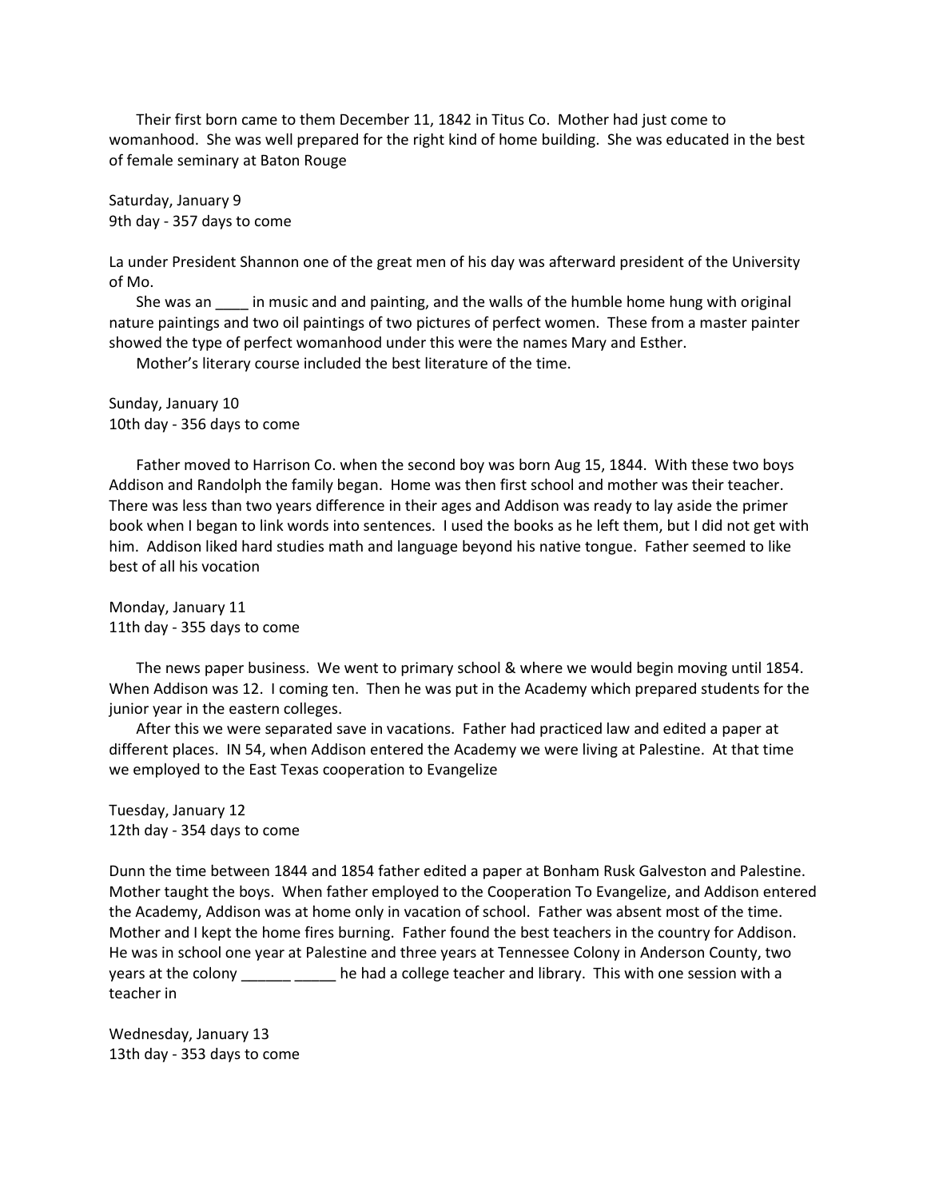Their first born came to them December 11, 1842 in Titus Co.  Mother had just come to womanhood.  She was well prepared for the right kind of home building.  She was educated in the best of female seminary at Baton Rouge

Saturday, January 9
9th day - 357 days to come

La under President Shannon one of the great men of his day was afterward president of the University of Mo.

She was an ____ in music and and painting, and the walls of the humble home hung with original nature paintings and two oil paintings of two pictures of perfect women.  These from a master painter showed the type of perfect womanhood under this were the names Mary and Esther.

Mother's literary course included the best literature of the time.

Sunday, January 10
10th day - 356 days to come

Father moved to Harrison Co. when the second boy was born Aug 15, 1844.  With these two boys Addison and Randolph the family began.  Home was then first school and mother was their teacher.  There was less than two years difference in their ages and Addison was ready to lay aside the primer book when I began to link words into sentences.  I used the books as he left them, but I did not get with him.  Addison liked hard studies math and language beyond his native tongue.  Father seemed to like best of all his vocation

Monday, January 11
11th day - 355 days to come

The news paper business.  We went to primary school & where we would begin moving until 1854.  When Addison was 12.  I coming ten.  Then he was put in the Academy which prepared students for the junior year in the eastern colleges.

After this we were separated save in vacations.  Father had practiced law and edited a paper at different places.  IN 54, when Addison entered the Academy we were living at Palestine.  At that time we employed to the East Texas cooperation to Evangelize

Tuesday, January 12
12th day - 354 days to come

Dunn the time between 1844 and 1854 father edited a paper at Bonham Rusk Galveston and Palestine.  Mother taught the boys.  When father employed to the Cooperation To Evangelize, and Addison entered the Academy, Addison was at home only in vacation of school.  Father was absent most of the time.  Mother and I kept the home fires burning.  Father found the best teachers in the country for Addison.  He was in school one year at Palestine and three years at Tennessee Colony in Anderson County, two years at the colony ______ _____ he had a college teacher and library.  This with one session with a teacher in

Wednesday, January 13
13th day - 353 days to come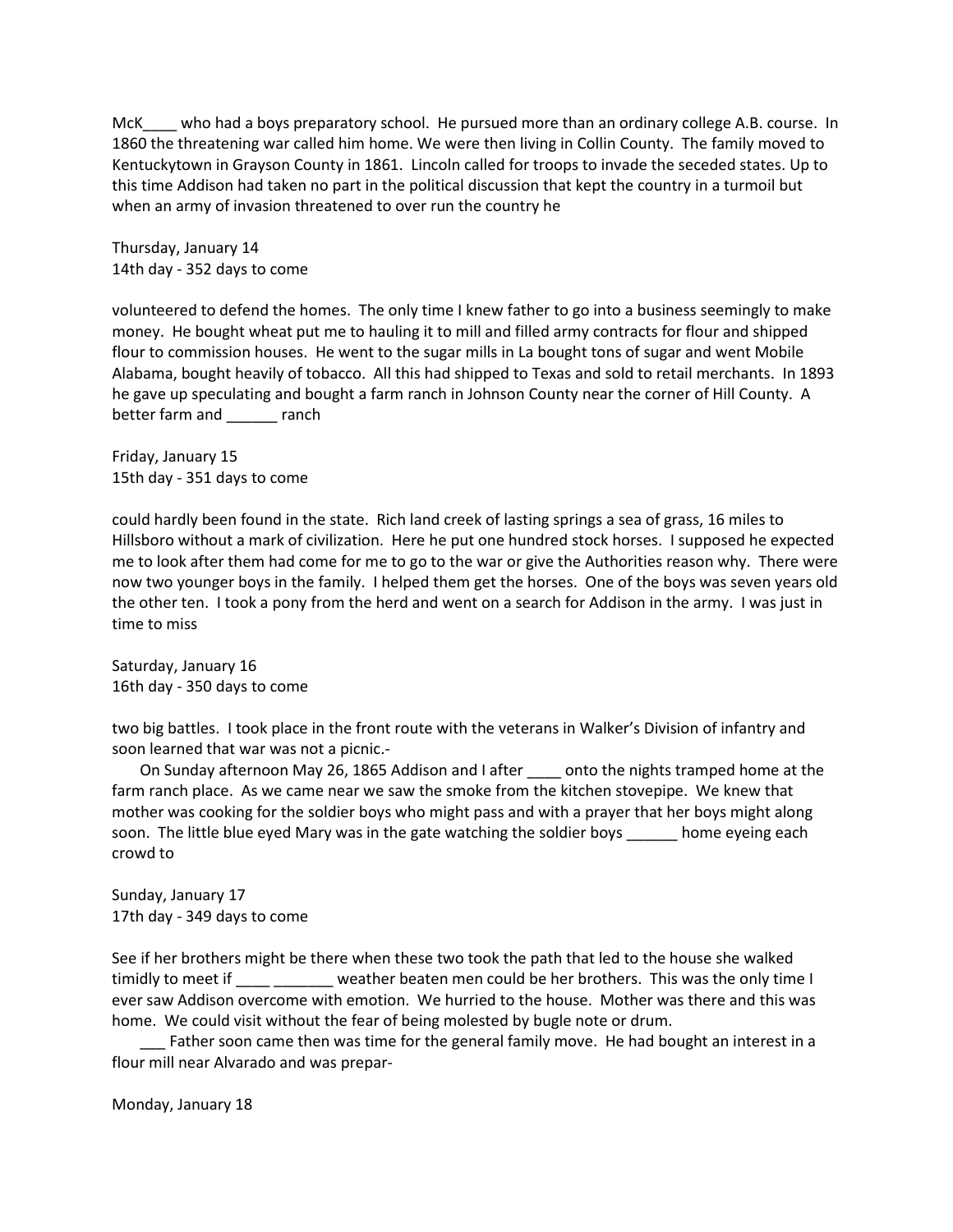McK____ who had a boys preparatory school. He pursued more than an ordinary college A.B. course. In 1860 the threatening war called him home. We were then living in Collin County. The family moved to Kentuckytown in Grayson County in 1861. Lincoln called for troops to invade the seceded states. Up to this time Addison had taken no part in the political discussion that kept the country in a turmoil but when an army of invasion threatened to over run the country he

Thursday, January 14
14th day - 352 days to come

volunteered to defend the homes. The only time I knew father to go into a business seemingly to make money. He bought wheat put me to hauling it to mill and filled army contracts for flour and shipped flour to commission houses. He went to the sugar mills in La bought tons of sugar and went Mobile Alabama, bought heavily of tobacco. All this had shipped to Texas and sold to retail merchants. In 1893 he gave up speculating and bought a farm ranch in Johnson County near the corner of Hill County. A better farm and ______ ranch

Friday, January 15
15th day - 351 days to come

could hardly been found in the state. Rich land creek of lasting springs a sea of grass, 16 miles to Hillsboro without a mark of civilization. Here he put one hundred stock horses. I supposed he expected me to look after them had come for me to go to the war or give the Authorities reason why. There were now two younger boys in the family. I helped them get the horses. One of the boys was seven years old the other ten. I took a pony from the herd and went on a search for Addison in the army. I was just in time to miss

Saturday, January 16
16th day - 350 days to come

two big battles. I took place in the front route with the veterans in Walker's Division of infantry and soon learned that war was not a picnic.-

On Sunday afternoon May 26, 1865 Addison and I after ____ onto the nights tramped home at the farm ranch place. As we came near we saw the smoke from the kitchen stovepipe. We knew that mother was cooking for the soldier boys who might pass and with a prayer that her boys might along soon. The little blue eyed Mary was in the gate watching the soldier boys ______ home eyeing each crowd to

Sunday, January 17
17th day - 349 days to come

See if her brothers might be there when these two took the path that led to the house she walked timidly to meet if ____ _______ weather beaten men could be her brothers. This was the only time I ever saw Addison overcome with emotion. We hurried to the house. Mother was there and this was home. We could visit without the fear of being molested by bugle note or drum.

___ Father soon came then was time for the general family move. He had bought an interest in a flour mill near Alvarado and was prepar-

Monday, January 18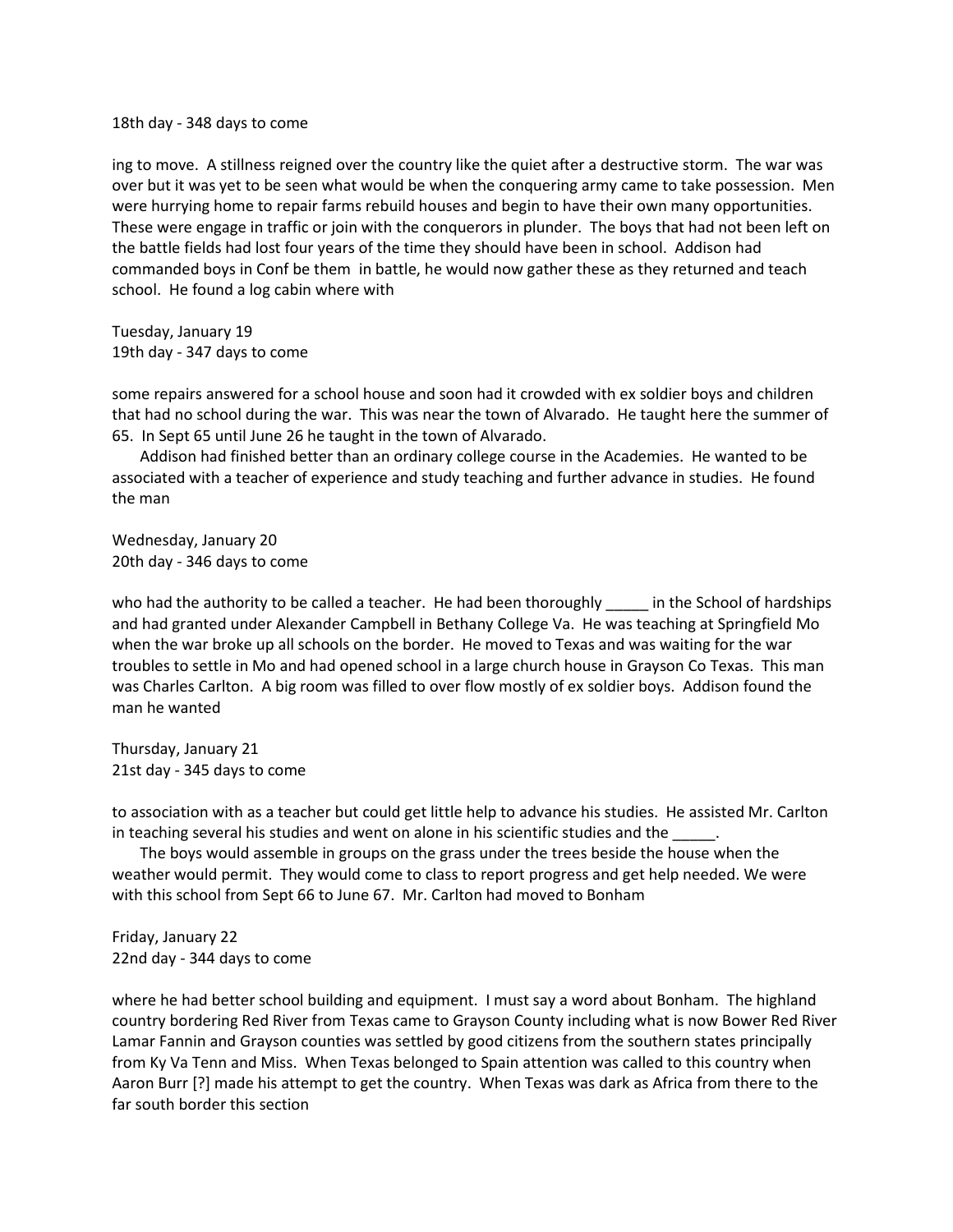18th day - 348 days to come

ing to move. A stillness reigned over the country like the quiet after a destructive storm. The war was over but it was yet to be seen what would be when the conquering army came to take possession. Men were hurrying home to repair farms rebuild houses and begin to have their own many opportunities. These were engage in traffic or join with the conquerors in plunder. The boys that had not been left on the battle fields had lost four years of the time they should have been in school. Addison had commanded boys in Conf be them in battle, he would now gather these as they returned and teach school. He found a log cabin where with

Tuesday, January 19
19th day - 347 days to come

some repairs answered for a school house and soon had it crowded with ex soldier boys and children that had no school during the war. This was near the town of Alvarado. He taught here the summer of 65. In Sept 65 until June 26 he taught in the town of Alvarado.

Addison had finished better than an ordinary college course in the Academies. He wanted to be associated with a teacher of experience and study teaching and further advance in studies. He found the man

Wednesday, January 20
20th day - 346 days to come

who had the authority to be called a teacher. He had been thoroughly _____ in the School of hardships and had granted under Alexander Campbell in Bethany College Va. He was teaching at Springfield Mo when the war broke up all schools on the border. He moved to Texas and was waiting for the war troubles to settle in Mo and had opened school in a large church house in Grayson Co Texas. This man was Charles Carlton. A big room was filled to over flow mostly of ex soldier boys. Addison found the man he wanted

Thursday, January 21
21st day - 345 days to come

to association with as a teacher but could get little help to advance his studies. He assisted Mr. Carlton in teaching several his studies and went on alone in his scientific studies and the _____.

The boys would assemble in groups on the grass under the trees beside the house when the weather would permit. They would come to class to report progress and get help needed. We were with this school from Sept 66 to June 67. Mr. Carlton had moved to Bonham

Friday, January 22
22nd day - 344 days to come

where he had better school building and equipment. I must say a word about Bonham. The highland country bordering Red River from Texas came to Grayson County including what is now Bower Red River Lamar Fannin and Grayson counties was settled by good citizens from the southern states principally from Ky Va Tenn and Miss. When Texas belonged to Spain attention was called to this country when Aaron Burr [?] made his attempt to get the country. When Texas was dark as Africa from there to the far south border this section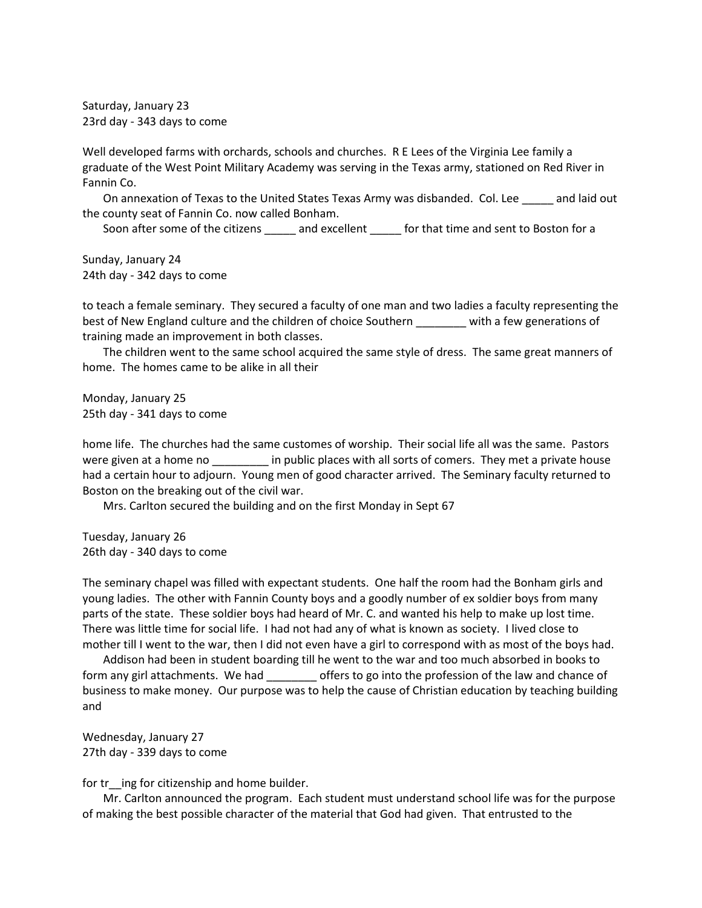Saturday, January 23
23rd day - 343 days to come

Well developed farms with orchards, schools and churches. R E Lees of the Virginia Lee family a graduate of the West Point Military Academy was serving in the Texas army, stationed on Red River in Fannin Co.

On annexation of Texas to the United States Texas Army was disbanded. Col. Lee _____ and laid out the county seat of Fannin Co. now called Bonham.

Soon after some of the citizens _____ and excellent _____ for that time and sent to Boston for a

Sunday, January 24
24th day - 342 days to come

to teach a female seminary. They secured a faculty of one man and two ladies a faculty representing the best of New England culture and the children of choice Southern ________ with a few generations of training made an improvement in both classes.

The children went to the same school acquired the same style of dress. The same great manners of home. The homes came to be alike in all their

Monday, January 25
25th day - 341 days to come

home life. The churches had the same customes of worship. Their social life all was the same. Pastors were given at a home no _________ in public places with all sorts of comers. They met a private house had a certain hour to adjourn. Young men of good character arrived. The Seminary faculty returned to Boston on the breaking out of the civil war.

Mrs. Carlton secured the building and on the first Monday in Sept 67

Tuesday, January 26
26th day - 340 days to come

The seminary chapel was filled with expectant students. One half the room had the Bonham girls and young ladies. The other with Fannin County boys and a goodly number of ex soldier boys from many parts of the state. These soldier boys had heard of Mr. C. and wanted his help to make up lost time. There was little time for social life. I had not had any of what is known as society. I lived close to mother till I went to the war, then I did not even have a girl to correspond with as most of the boys had.

Addison had been in student boarding till he went to the war and too much absorbed in books to form any girl attachments. We had ________ offers to go into the profession of the law and chance of business to make money. Our purpose was to help the cause of Christian education by teaching building and

Wednesday, January 27
27th day - 339 days to come

for tr__ing for citizenship and home builder.

Mr. Carlton announced the program. Each student must understand school life was for the purpose of making the best possible character of the material that God had given. That entrusted to the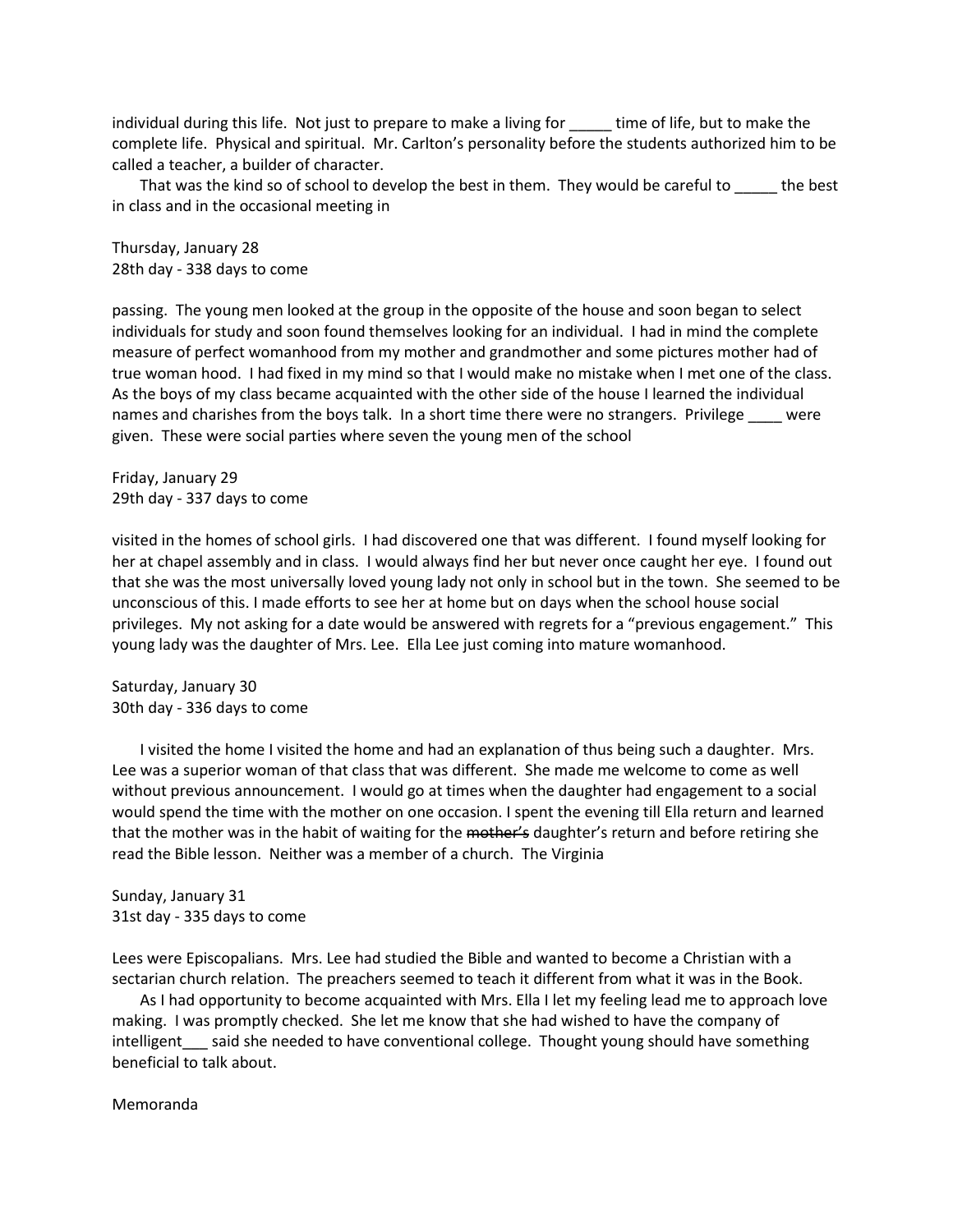individual during this life. Not just to prepare to make a living for _____ time of life, but to make the complete life. Physical and spiritual. Mr. Carlton's personality before the students authorized him to be called a teacher, a builder of character.

That was the kind so of school to develop the best in them. They would be careful to _____ the best in class and in the occasional meeting in

Thursday, January 28
28th day - 338 days to come

passing. The young men looked at the group in the opposite of the house and soon began to select individuals for study and soon found themselves looking for an individual. I had in mind the complete measure of perfect womanhood from my mother and grandmother and some pictures mother had of true woman hood. I had fixed in my mind so that I would make no mistake when I met one of the class. As the boys of my class became acquainted with the other side of the house I learned the individual names and charishes from the boys talk. In a short time there were no strangers. Privilege ____ were given. These were social parties where seven the young men of the school

Friday, January 29
29th day - 337 days to come

visited in the homes of school girls. I had discovered one that was different. I found myself looking for her at chapel assembly and in class. I would always find her but never once caught her eye. I found out that she was the most universally loved young lady not only in school but in the town. She seemed to be unconscious of this. I made efforts to see her at home but on days when the school house social privileges. My not asking for a date would be answered with regrets for a "previous engagement." This young lady was the daughter of Mrs. Lee. Ella Lee just coming into mature womanhood.

Saturday, January 30
30th day - 336 days to come

I visited the home I visited the home and had an explanation of thus being such a daughter. Mrs. Lee was a superior woman of that class that was different. She made me welcome to come as well without previous announcement. I would go at times when the daughter had engagement to a social would spend the time with the mother on one occasion. I spent the evening till Ella return and learned that the mother was in the habit of waiting for the ~~mother's~~ daughter's return and before retiring she read the Bible lesson. Neither was a member of a church. The Virginia

Sunday, January 31
31st day - 335 days to come

Lees were Episcopalians. Mrs. Lee had studied the Bible and wanted to become a Christian with a sectarian church relation. The preachers seemed to teach it different from what it was in the Book.

As I had opportunity to become acquainted with Mrs. Ella I let my feeling lead me to approach love making. I was promptly checked. She let me know that she had wished to have the company of intelligent___ said she needed to have conventional college. Thought young should have something beneficial to talk about.

Memoranda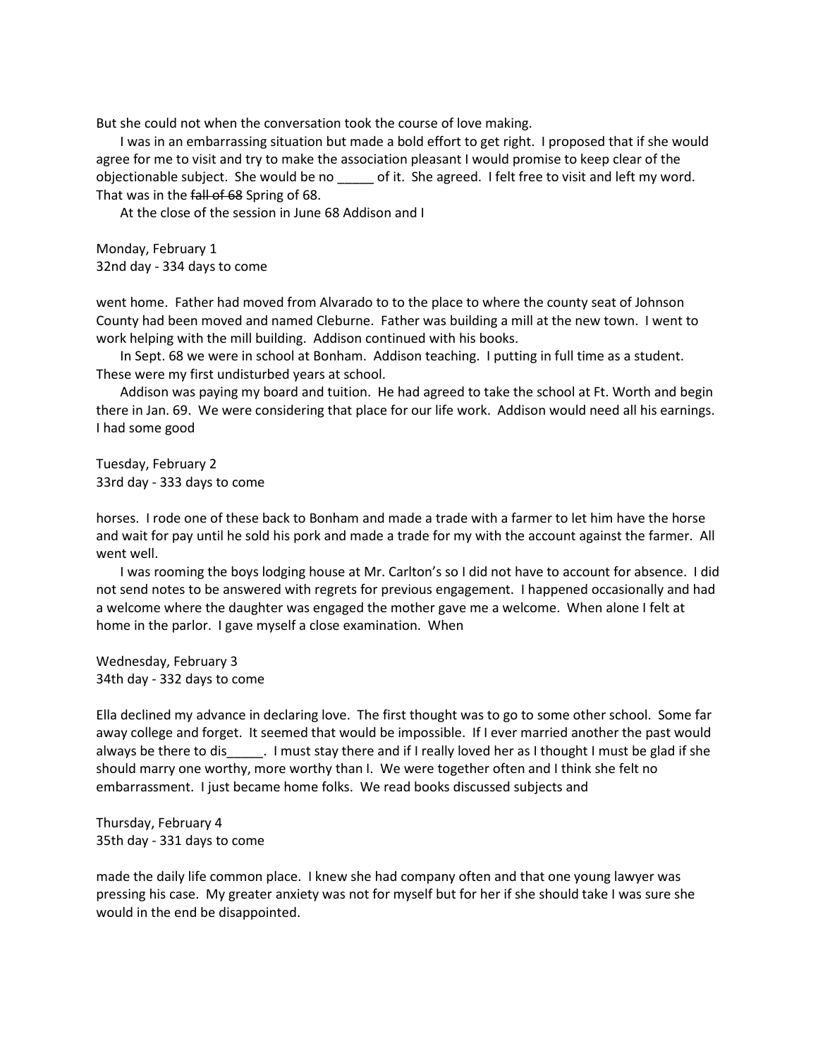But she could not when the conversation took the course of love making.

I was in an embarrassing situation but made a bold effort to get right. I proposed that if she would agree for me to visit and try to make the association pleasant I would promise to keep clear of the objectionable subject. She would be no _____ of it. She agreed. I felt free to visit and left my word. That was in the ~~fall of 68~~ Spring of 68.

At the close of the session in June 68 Addison and I

Monday, February 1
32nd day - 334 days to come

went home. Father had moved from Alvarado to to the place to where the county seat of Johnson County had been moved and named Cleburne. Father was building a mill at the new town. I went to work helping with the mill building. Addison continued with his books.

In Sept. 68 we were in school at Bonham. Addison teaching. I putting in full time as a student. These were my first undisturbed years at school.

Addison was paying my board and tuition. He had agreed to take the school at Ft. Worth and begin there in Jan. 69. We were considering that place for our life work. Addison would need all his earnings. I had some good

Tuesday, February 2
33rd day - 333 days to come

horses. I rode one of these back to Bonham and made a trade with a farmer to let him have the horse and wait for pay until he sold his pork and made a trade for my with the account against the farmer. All went well.

I was rooming the boys lodging house at Mr. Carlton's so I did not have to account for absence. I did not send notes to be answered with regrets for previous engagement. I happened occasionally and had a welcome where the daughter was engaged the mother gave me a welcome. When alone I felt at home in the parlor. I gave myself a close examination. When

Wednesday, February 3
34th day - 332 days to come

Ella declined my advance in declaring love. The first thought was to go to some other school. Some far away college and forget. It seemed that would be impossible. If I ever married another the past would always be there to dis_____. I must stay there and if I really loved her as I thought I must be glad if she should marry one worthy, more worthy than I. We were together often and I think she felt no embarrassment. I just became home folks. We read books discussed subjects and

Thursday, February 4
35th day - 331 days to come

made the daily life common place. I knew she had company often and that one young lawyer was pressing his case. My greater anxiety was not for myself but for her if she should take I was sure she would in the end be disappointed.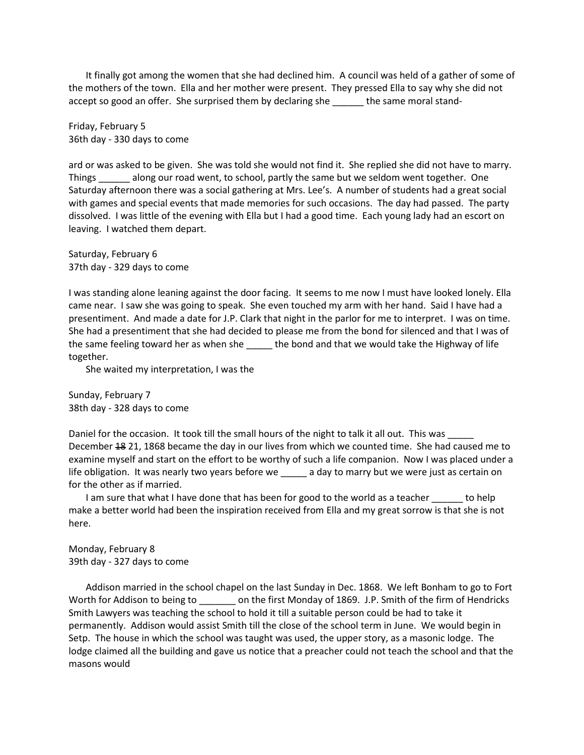It finally got among the women that she had declined him. A council was held of a gather of some of the mothers of the town. Ella and her mother were present. They pressed Ella to say why she did not accept so good an offer. She surprised them by declaring she ______ the same moral stand-

Friday, February 5
36th day - 330 days to come

ard or was asked to be given. She was told she would not find it. She replied she did not have to marry. Things ______ along our road went, to school, partly the same but we seldom went together. One Saturday afternoon there was a social gathering at Mrs. Lee's. A number of students had a great social with games and special events that made memories for such occasions. The day had passed. The party dissolved. I was little of the evening with Ella but I had a good time. Each young lady had an escort on leaving. I watched them depart.

Saturday, February 6
37th day - 329 days to come

I was standing alone leaning against the door facing. It seems to me now I must have looked lonely. Ella came near. I saw she was going to speak. She even touched my arm with her hand. Said I have had a presentiment. And made a date for J.P. Clark that night in the parlor for me to interpret. I was on time. She had a presentiment that she had decided to please me from the bond for silenced and that I was of the same feeling toward her as when she _____ the bond and that we would take the Highway of life together.

She waited my interpretation, I was the

Sunday, February 7
38th day - 328 days to come

Daniel for the occasion. It took till the small hours of the night to talk it all out. This was _____ December ~~18~~ 21, 1868 became the day in our lives from which we counted time. She had caused me to examine myself and start on the effort to be worthy of such a life companion. Now I was placed under a life obligation. It was nearly two years before we _____ a day to marry but we were just as certain on for the other as if married.

I am sure that what I have done that has been for good to the world as a teacher ______ to help make a better world had been the inspiration received from Ella and my great sorrow is that she is not here.

Monday, February 8
39th day - 327 days to come

Addison married in the school chapel on the last Sunday in Dec. 1868. We left Bonham to go to Fort Worth for Addison to being to _______ on the first Monday of 1869. J.P. Smith of the firm of Hendricks Smith Lawyers was teaching the school to hold it till a suitable person could be had to take it permanently. Addison would assist Smith till the close of the school term in June. We would begin in Setp. The house in which the school was taught was used, the upper story, as a masonic lodge. The lodge claimed all the building and gave us notice that a preacher could not teach the school and that the masons would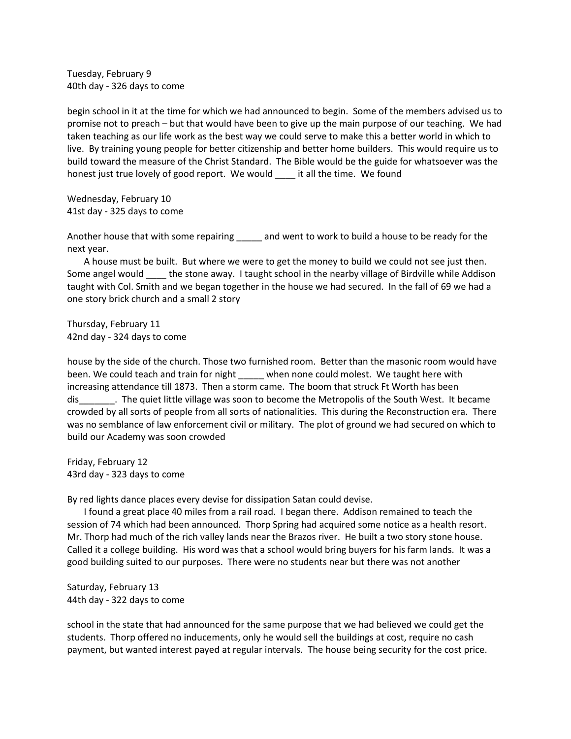Tuesday, February 9
40th day - 326 days to come

begin school in it at the time for which we had announced to begin. Some of the members advised us to promise not to preach – but that would have been to give up the main purpose of our teaching. We had taken teaching as our life work as the best way we could serve to make this a better world in which to live. By training young people for better citizenship and better home builders. This would require us to build toward the measure of the Christ Standard. The Bible would be the guide for whatsoever was the honest just true lovely of good report. We would ____ it all the time. We found

Wednesday, February 10
41st day - 325 days to come

Another house that with some repairing _____ and went to work to build a house to be ready for the next year.

A house must be built. But where we were to get the money to build we could not see just then. Some angel would ____ the stone away. I taught school in the nearby village of Birdville while Addison taught with Col. Smith and we began together in the house we had secured. In the fall of 69 we had a one story brick church and a small 2 story

Thursday, February 11
42nd day - 324 days to come

house by the side of the church. Those two furnished room. Better than the masonic room would have been. We could teach and train for night _____ when none could molest. We taught here with increasing attendance till 1873. Then a storm came. The boom that struck Ft Worth has been dis_______. The quiet little village was soon to become the Metropolis of the South West. It became crowded by all sorts of people from all sorts of nationalities. This during the Reconstruction era. There was no semblance of law enforcement civil or military. The plot of ground we had secured on which to build our Academy was soon crowded

Friday, February 12
43rd day - 323 days to come

By red lights dance places every devise for dissipation Satan could devise.

I found a great place 40 miles from a rail road. I began there. Addison remained to teach the session of 74 which had been announced. Thorp Spring had acquired some notice as a health resort. Mr. Thorp had much of the rich valley lands near the Brazos river. He built a two story stone house. Called it a college building. His word was that a school would bring buyers for his farm lands. It was a good building suited to our purposes. There were no students near but there was not another

Saturday, February 13
44th day - 322 days to come

school in the state that had announced for the same purpose that we had believed we could get the students. Thorp offered no inducements, only he would sell the buildings at cost, require no cash payment, but wanted interest payed at regular intervals. The house being security for the cost price.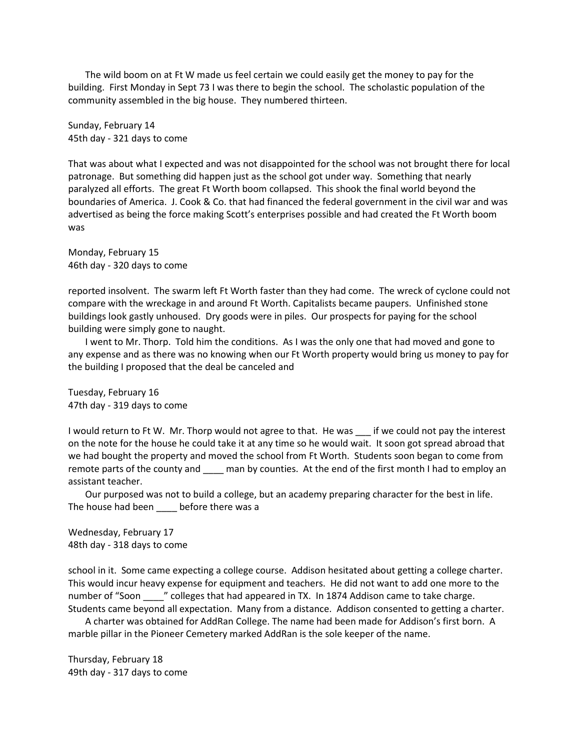The wild boom on at Ft W made us feel certain we could easily get the money to pay for the building. First Monday in Sept 73 I was there to begin the school. The scholastic population of the community assembled in the big house. They numbered thirteen.

Sunday, February 14
45th day - 321 days to come

That was about what I expected and was not disappointed for the school was not brought there for local patronage. But something did happen just as the school got under way. Something that nearly paralyzed all efforts. The great Ft Worth boom collapsed. This shook the final world beyond the boundaries of America. J. Cook & Co. that had financed the federal government in the civil war and was advertised as being the force making Scott's enterprises possible and had created the Ft Worth boom was

Monday, February 15
46th day - 320 days to come

reported insolvent. The swarm left Ft Worth faster than they had come. The wreck of cyclone could not compare with the wreckage in and around Ft Worth. Capitalists became paupers. Unfinished stone buildings look gastly unhoused. Dry goods were in piles. Our prospects for paying for the school building were simply gone to naught.

I went to Mr. Thorp. Told him the conditions. As I was the only one that had moved and gone to any expense and as there was no knowing when our Ft Worth property would bring us money to pay for the building I proposed that the deal be canceled and

Tuesday, February 16
47th day - 319 days to come

I would return to Ft W. Mr. Thorp would not agree to that. He was ___ if we could not pay the interest on the note for the house he could take it at any time so he would wait. It soon got spread abroad that we had bought the property and moved the school from Ft Worth. Students soon began to come from remote parts of the county and ____ man by counties. At the end of the first month I had to employ an assistant teacher.

Our purposed was not to build a college, but an academy preparing character for the best in life. The house had been ____ before there was a

Wednesday, February 17
48th day - 318 days to come

school in it. Some came expecting a college course. Addison hesitated about getting a college charter. This would incur heavy expense for equipment and teachers. He did not want to add one more to the number of "Soon ____" colleges that had appeared in TX. In 1874 Addison came to take charge. Students came beyond all expectation. Many from a distance. Addison consented to getting a charter.

A charter was obtained for AddRan College. The name had been made for Addison's first born. A marble pillar in the Pioneer Cemetery marked AddRan is the sole keeper of the name.

Thursday, February 18
49th day - 317 days to come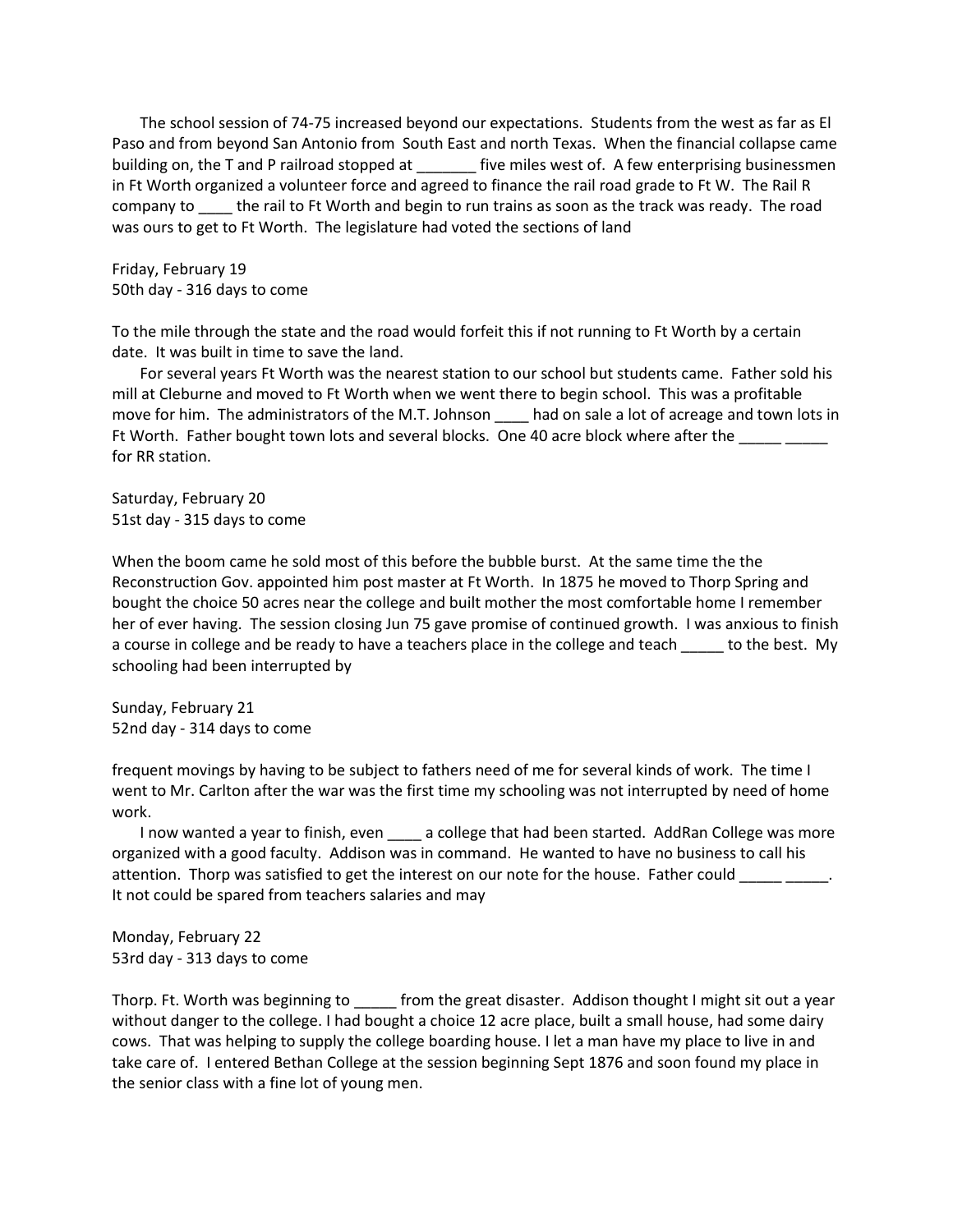The school session of 74-75 increased beyond our expectations. Students from the west as far as El Paso and from beyond San Antonio from South East and north Texas. When the financial collapse came building on, the T and P railroad stopped at _______ five miles west of. A few enterprising businessmen in Ft Worth organized a volunteer force and agreed to finance the rail road grade to Ft W. The Rail R company to ____ the rail to Ft Worth and begin to run trains as soon as the track was ready. The road was ours to get to Ft Worth. The legislature had voted the sections of land

Friday, February 19
50th day - 316 days to come

To the mile through the state and the road would forfeit this if not running to Ft Worth by a certain date. It was built in time to save the land.

For several years Ft Worth was the nearest station to our school but students came. Father sold his mill at Cleburne and moved to Ft Worth when we went there to begin school. This was a profitable move for him. The administrators of the M.T. Johnson ____ had on sale a lot of acreage and town lots in Ft Worth. Father bought town lots and several blocks. One 40 acre block where after the _____ _____ for RR station.

Saturday, February 20
51st day - 315 days to come

When the boom came he sold most of this before the bubble burst. At the same time the the Reconstruction Gov. appointed him post master at Ft Worth. In 1875 he moved to Thorp Spring and bought the choice 50 acres near the college and built mother the most comfortable home I remember her of ever having. The session closing Jun 75 gave promise of continued growth. I was anxious to finish a course in college and be ready to have a teachers place in the college and teach _____ to the best. My schooling had been interrupted by

Sunday, February 21
52nd day - 314 days to come

frequent movings by having to be subject to fathers need of me for several kinds of work. The time I went to Mr. Carlton after the war was the first time my schooling was not interrupted by need of home work.

I now wanted a year to finish, even ____ a college that had been started. AddRan College was more organized with a good faculty. Addison was in command. He wanted to have no business to call his attention. Thorp was satisfied to get the interest on our note for the house. Father could _____ _____. It not could be spared from teachers salaries and may

Monday, February 22
53rd day - 313 days to come

Thorp. Ft. Worth was beginning to _____ from the great disaster. Addison thought I might sit out a year without danger to the college. I had bought a choice 12 acre place, built a small house, had some dairy cows. That was helping to supply the college boarding house. I let a man have my place to live in and take care of. I entered Bethan College at the session beginning Sept 1876 and soon found my place in the senior class with a fine lot of young men.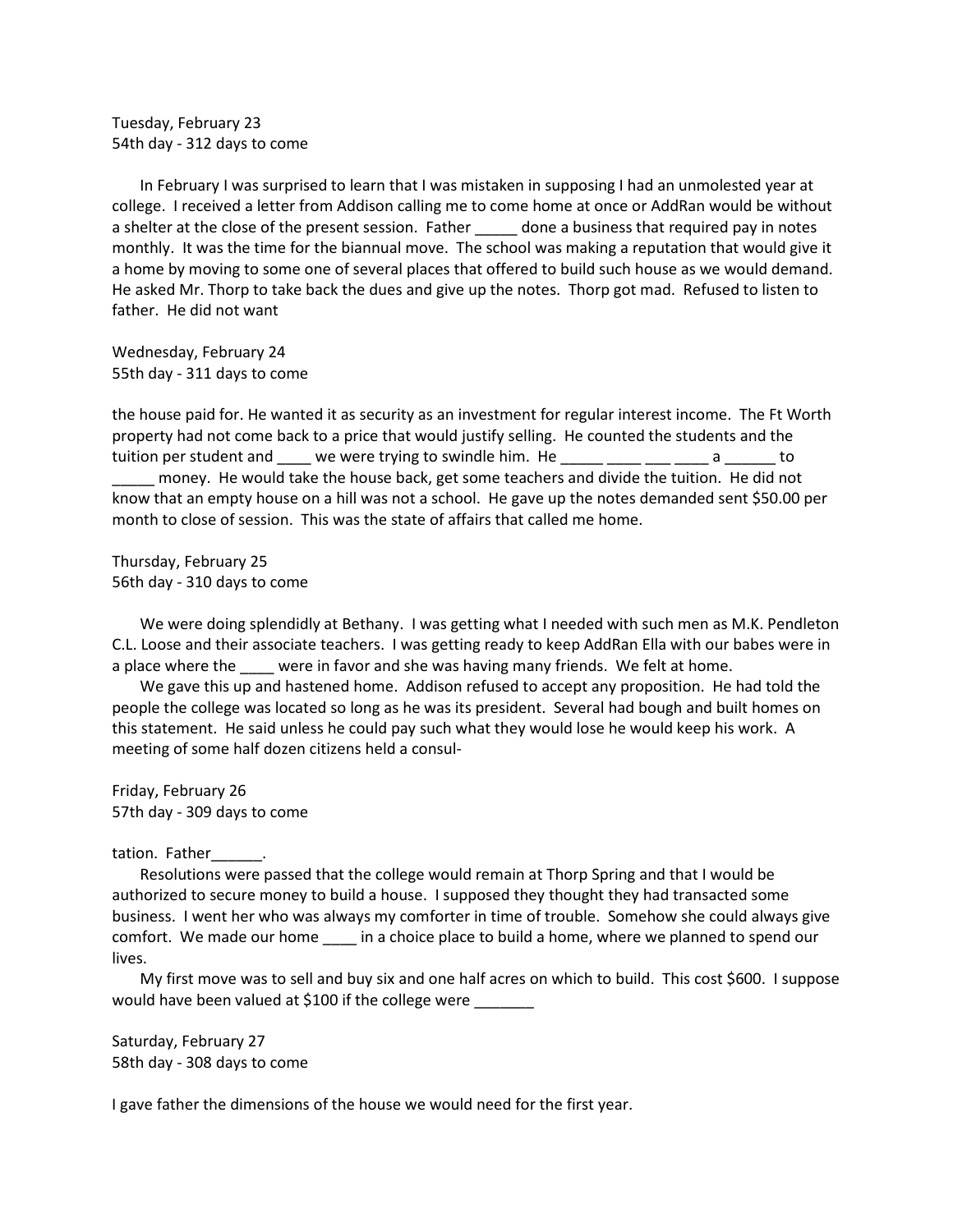Tuesday, February 23
54th day - 312 days to come

In February I was surprised to learn that I was mistaken in supposing I had an unmolested year at college. I received a letter from Addison calling me to come home at once or AddRan would be without a shelter at the close of the present session. Father _____ done a business that required pay in notes monthly. It was the time for the biannual move. The school was making a reputation that would give it a home by moving to some one of several places that offered to build such house as we would demand. He asked Mr. Thorp to take back the dues and give up the notes. Thorp got mad. Refused to listen to father. He did not want

Wednesday, February 24
55th day - 311 days to come

the house paid for. He wanted it as security as an investment for regular interest income. The Ft Worth property had not come back to a price that would justify selling. He counted the students and the tuition per student and ____ we were trying to swindle him. He _____ ____ ___ ____ a ______ to _____ money. He would take the house back, get some teachers and divide the tuition. He did not know that an empty house on a hill was not a school. He gave up the notes demanded sent $50.00 per month to close of session. This was the state of affairs that called me home.

Thursday, February 25
56th day - 310 days to come

We were doing splendidly at Bethany. I was getting what I needed with such men as M.K. Pendleton C.L. Loose and their associate teachers. I was getting ready to keep AddRan Ella with our babes were in a place where the ____ were in favor and she was having many friends. We felt at home.

We gave this up and hastened home. Addison refused to accept any proposition. He had told the people the college was located so long as he was its president. Several had bough and built homes on this statement. He said unless he could pay such what they would lose he would keep his work. A meeting of some half dozen citizens held a consul-

Friday, February 26
57th day - 309 days to come

tation. Father______.

Resolutions were passed that the college would remain at Thorp Spring and that I would be authorized to secure money to build a house. I supposed they thought they had transacted some business. I went her who was always my comforter in time of trouble. Somehow she could always give comfort. We made our home ____ in a choice place to build a home, where we planned to spend our lives.

My first move was to sell and buy six and one half acres on which to build. This cost $600. I suppose would have been valued at $100 if the college were _______

Saturday, February 27
58th day - 308 days to come

I gave father the dimensions of the house we would need for the first year.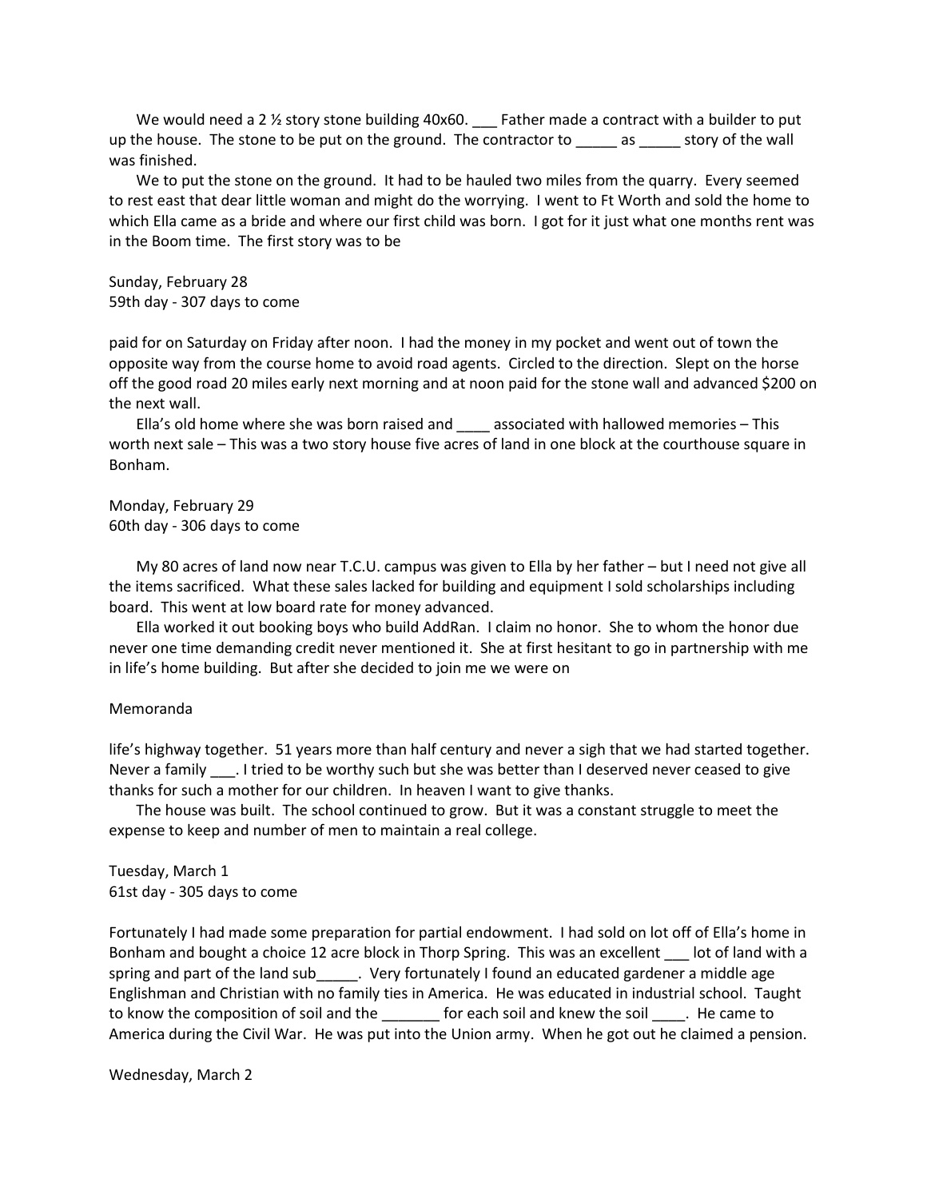We would need a 2 ½ story stone building 40x60. ___ Father made a contract with a builder to put up the house. The stone to be put on the ground. The contractor to _____ as _____ story of the wall was finished.

We to put the stone on the ground. It had to be hauled two miles from the quarry. Every seemed to rest east that dear little woman and might do the worrying. I went to Ft Worth and sold the home to which Ella came as a bride and where our first child was born. I got for it just what one months rent was in the Boom time. The first story was to be

Sunday, February 28
59th day - 307 days to come

paid for on Saturday on Friday after noon. I had the money in my pocket and went out of town the opposite way from the course home to avoid road agents. Circled to the direction. Slept on the horse off the good road 20 miles early next morning and at noon paid for the stone wall and advanced $200 on the next wall.

Ella's old home where she was born raised and ____ associated with hallowed memories – This worth next sale – This was a two story house five acres of land in one block at the courthouse square in Bonham.

Monday, February 29
60th day - 306 days to come

My 80 acres of land now near T.C.U. campus was given to Ella by her father – but I need not give all the items sacrificed. What these sales lacked for building and equipment I sold scholarships including board. This went at low board rate for money advanced.

Ella worked it out booking boys who build AddRan. I claim no honor. She to whom the honor due never one time demanding credit never mentioned it. She at first hesitant to go in partnership with me in life's home building. But after she decided to join me we were on

Memoranda

life's highway together. 51 years more than half century and never a sigh that we had started together. Never a family ___. I tried to be worthy such but she was better than I deserved never ceased to give thanks for such a mother for our children. In heaven I want to give thanks.

The house was built. The school continued to grow. But it was a constant struggle to meet the expense to keep and number of men to maintain a real college.

Tuesday, March 1
61st day - 305 days to come

Fortunately I had made some preparation for partial endowment. I had sold on lot off of Ella's home in Bonham and bought a choice 12 acre block in Thorp Spring. This was an excellent ___ lot of land with a spring and part of the land sub_____. Very fortunately I found an educated gardener a middle age Englishman and Christian with no family ties in America. He was educated in industrial school. Taught to know the composition of soil and the _______ for each soil and knew the soil ____. He came to America during the Civil War. He was put into the Union army. When he got out he claimed a pension.

Wednesday, March 2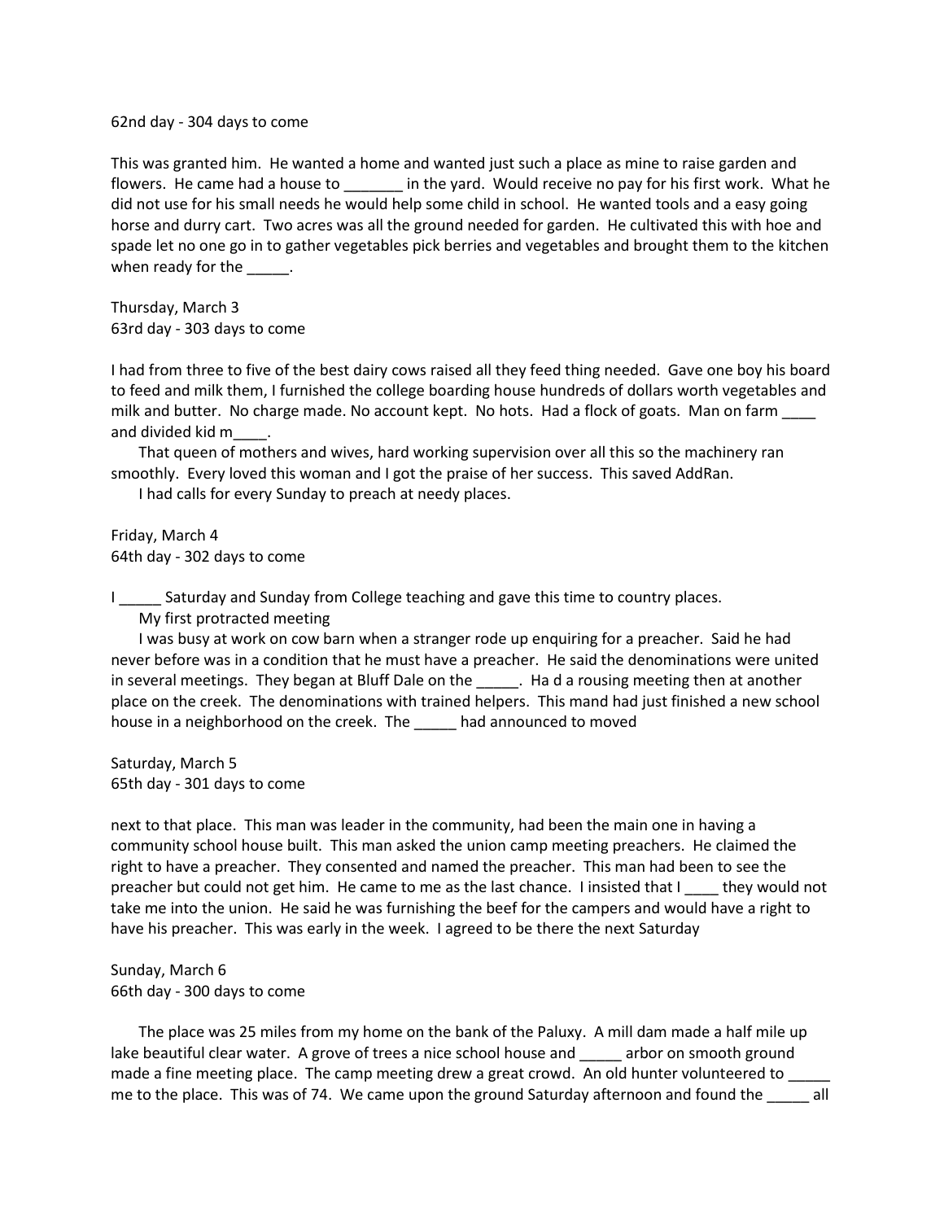62nd day - 304 days to come

This was granted him. He wanted a home and wanted just such a place as mine to raise garden and flowers. He came had a house to _______ in the yard. Would receive no pay for his first work. What he did not use for his small needs he would help some child in school. He wanted tools and a easy going horse and durry cart. Two acres was all the ground needed for garden. He cultivated this with hoe and spade let no one go in to gather vegetables pick berries and vegetables and brought them to the kitchen when ready for the _____.

Thursday, March 3
63rd day - 303 days to come

I had from three to five of the best dairy cows raised all they feed thing needed. Gave one boy his board to feed and milk them, I furnished the college boarding house hundreds of dollars worth vegetables and milk and butter. No charge made. No account kept. No hots. Had a flock of goats. Man on farm ____ and divided kid m____.

That queen of mothers and wives, hard working supervision over all this so the machinery ran smoothly. Every loved this woman and I got the praise of her success. This saved AddRan.

I had calls for every Sunday to preach at needy places.

Friday, March 4
64th day - 302 days to come

I _____ Saturday and Sunday from College teaching and gave this time to country places.

My first protracted meeting

I was busy at work on cow barn when a stranger rode up enquiring for a preacher. Said he had never before was in a condition that he must have a preacher. He said the denominations were united in several meetings. They began at Bluff Dale on the _____. Ha d a rousing meeting then at another place on the creek. The denominations with trained helpers. This mand had just finished a new school house in a neighborhood on the creek. The _____ had announced to moved

Saturday, March 5
65th day - 301 days to come

next to that place. This man was leader in the community, had been the main one in having a community school house built. This man asked the union camp meeting preachers. He claimed the right to have a preacher. They consented and named the preacher. This man had been to see the preacher but could not get him. He came to me as the last chance. I insisted that I ____ they would not take me into the union. He said he was furnishing the beef for the campers and would have a right to have his preacher. This was early in the week. I agreed to be there the next Saturday

Sunday, March 6
66th day - 300 days to come

The place was 25 miles from my home on the bank of the Paluxy. A mill dam made a half mile up lake beautiful clear water. A grove of trees a nice school house and _____ arbor on smooth ground made a fine meeting place. The camp meeting drew a great crowd. An old hunter volunteered to _____ me to the place. This was of 74. We came upon the ground Saturday afternoon and found the _____ all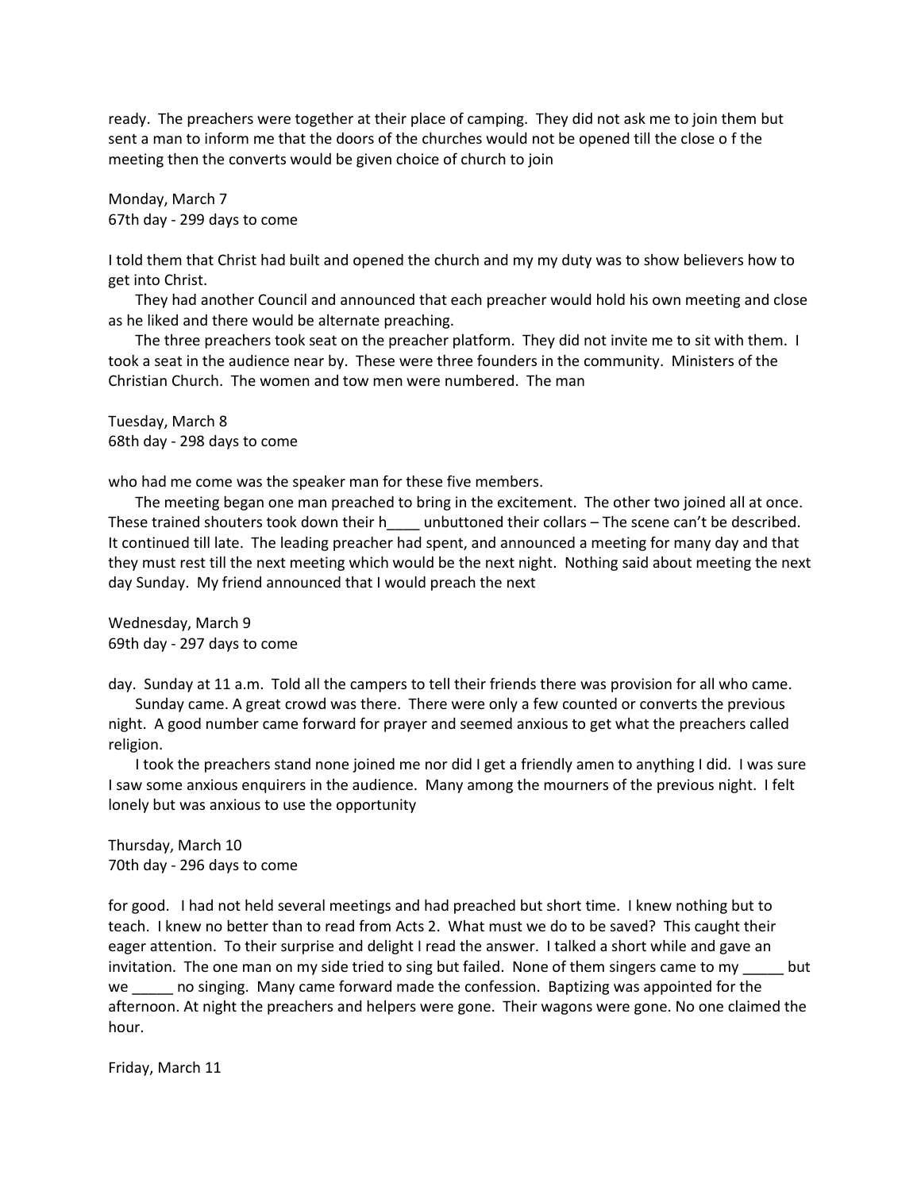ready. The preachers were together at their place of camping. They did not ask me to join them but sent a man to inform me that the doors of the churches would not be opened till the close o f the meeting then the converts would be given choice of church to join

Monday, March 7
67th day - 299 days to come

I told them that Christ had built and opened the church and my my duty was to show believers how to get into Christ.

They had another Council and announced that each preacher would hold his own meeting and close as he liked and there would be alternate preaching.

The three preachers took seat on the preacher platform. They did not invite me to sit with them. I took a seat in the audience near by. These were three founders in the community. Ministers of the Christian Church. The women and tow men were numbered. The man

Tuesday, March 8
68th day - 298 days to come

who had me come was the speaker man for these five members.

The meeting began one man preached to bring in the excitement. The other two joined all at once. These trained shouters took down their h____ unbuttoned their collars – The scene can't be described. It continued till late. The leading preacher had spent, and announced a meeting for many day and that they must rest till the next meeting which would be the next night. Nothing said about meeting the next day Sunday. My friend announced that I would preach the next

Wednesday, March 9
69th day - 297 days to come

day. Sunday at 11 a.m. Told all the campers to tell their friends there was provision for all who came.

Sunday came. A great crowd was there. There were only a few counted or converts the previous night. A good number came forward for prayer and seemed anxious to get what the preachers called religion.

I took the preachers stand none joined me nor did I get a friendly amen to anything I did. I was sure I saw some anxious enquirers in the audience. Many among the mourners of the previous night. I felt lonely but was anxious to use the opportunity

Thursday, March 10
70th day - 296 days to come

for good. I had not held several meetings and had preached but short time. I knew nothing but to teach. I knew no better than to read from Acts 2. What must we do to be saved? This caught their eager attention. To their surprise and delight I read the answer. I talked a short while and gave an invitation. The one man on my side tried to sing but failed. None of them singers came to my _____ but we _____ no singing. Many came forward made the confession. Baptizing was appointed for the afternoon. At night the preachers and helpers were gone. Their wagons were gone. No one claimed the hour.

Friday, March 11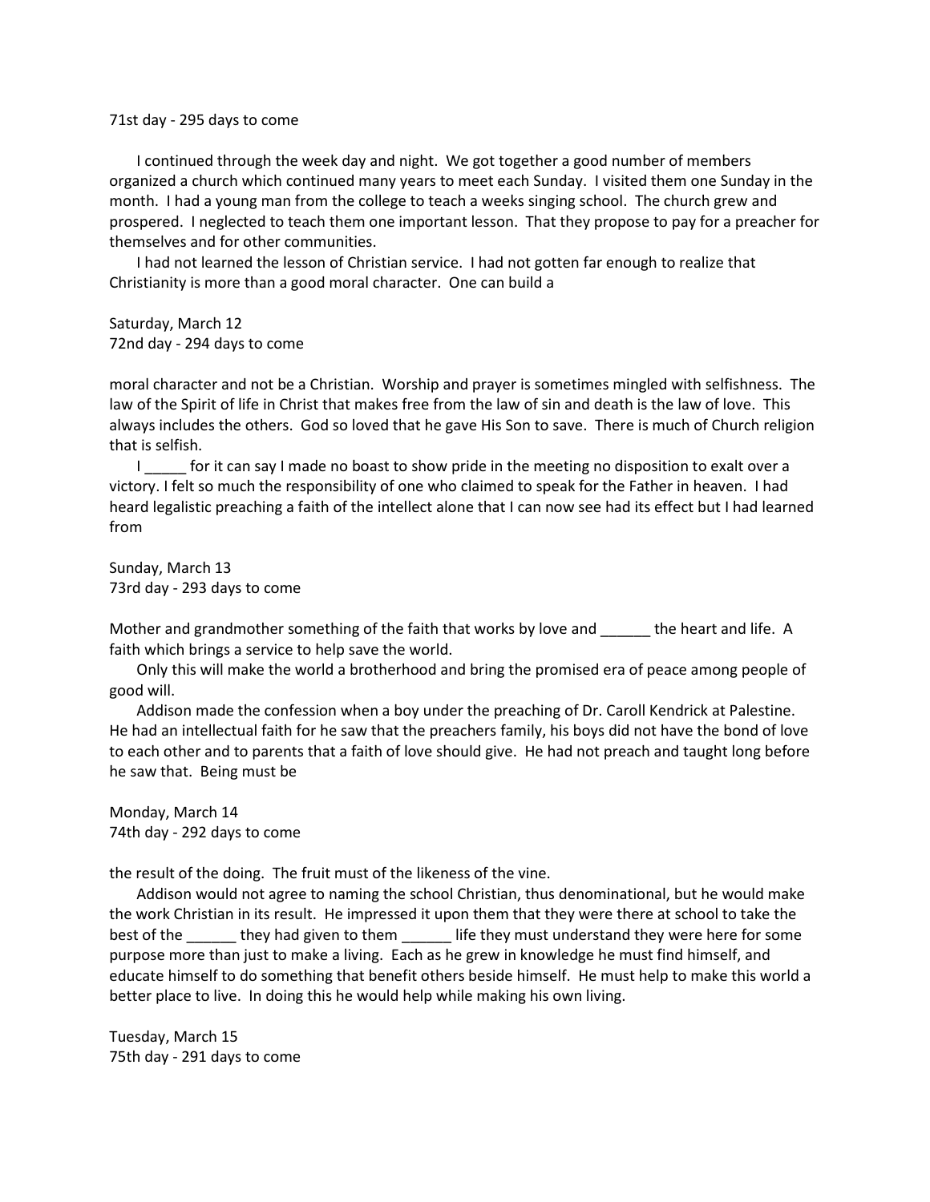71st day - 295 days to come

I continued through the week day and night. We got together a good number of members organized a church which continued many years to meet each Sunday. I visited them one Sunday in the month. I had a young man from the college to teach a weeks singing school. The church grew and prospered. I neglected to teach them one important lesson. That they propose to pay for a preacher for themselves and for other communities.

I had not learned the lesson of Christian service. I had not gotten far enough to realize that Christianity is more than a good moral character. One can build a

Saturday, March 12
72nd day - 294 days to come

moral character and not be a Christian. Worship and prayer is sometimes mingled with selfishness. The law of the Spirit of life in Christ that makes free from the law of sin and death is the law of love. This always includes the others. God so loved that he gave His Son to save. There is much of Church religion that is selfish.

I _____ for it can say I made no boast to show pride in the meeting no disposition to exalt over a victory. I felt so much the responsibility of one who claimed to speak for the Father in heaven. I had heard legalistic preaching a faith of the intellect alone that I can now see had its effect but I had learned from

Sunday, March 13
73rd day - 293 days to come

Mother and grandmother something of the faith that works by love and ______ the heart and life. A faith which brings a service to help save the world.

Only this will make the world a brotherhood and bring the promised era of peace among people of good will.

Addison made the confession when a boy under the preaching of Dr. Caroll Kendrick at Palestine. He had an intellectual faith for he saw that the preachers family, his boys did not have the bond of love to each other and to parents that a faith of love should give. He had not preach and taught long before he saw that. Being must be

Monday, March 14
74th day - 292 days to come

the result of the doing. The fruit must of the likeness of the vine.

Addison would not agree to naming the school Christian, thus denominational, but he would make the work Christian in its result. He impressed it upon them that they were there at school to take the best of the ______ they had given to them ______ life they must understand they were here for some purpose more than just to make a living. Each as he grew in knowledge he must find himself, and educate himself to do something that benefit others beside himself. He must help to make this world a better place to live. In doing this he would help while making his own living.

Tuesday, March 15
75th day - 291 days to come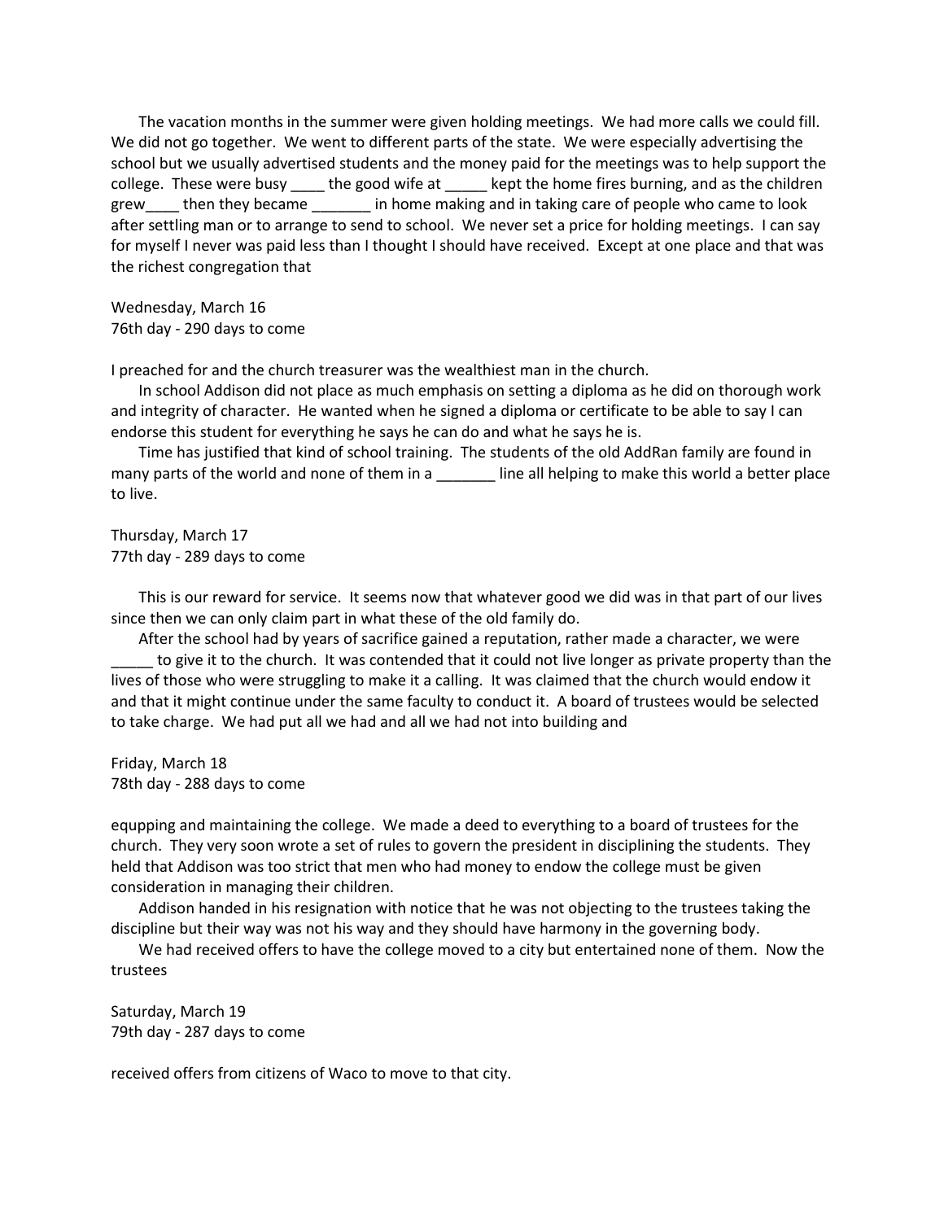The vacation months in the summer were given holding meetings. We had more calls we could fill. We did not go together. We went to different parts of the state. We were especially advertising the school but we usually advertised students and the money paid for the meetings was to help support the college. These were busy ____ the good wife at _____ kept the home fires burning, and as the children grew____ then they became _______ in home making and in taking care of people who came to look after settling man or to arrange to send to school. We never set a price for holding meetings. I can say for myself I never was paid less than I thought I should have received. Except at one place and that was the richest congregation that

Wednesday, March 16
76th day - 290 days to come

I preached for and the church treasurer was the wealthiest man in the church.

In school Addison did not place as much emphasis on setting a diploma as he did on thorough work and integrity of character. He wanted when he signed a diploma or certificate to be able to say I can endorse this student for everything he says he can do and what he says he is.

Time has justified that kind of school training. The students of the old AddRan family are found in many parts of the world and none of them in a _______ line all helping to make this world a better place to live.

Thursday, March 17
77th day - 289 days to come

This is our reward for service. It seems now that whatever good we did was in that part of our lives since then we can only claim part in what these of the old family do.

After the school had by years of sacrifice gained a reputation, rather made a character, we were _____ to give it to the church. It was contended that it could not live longer as private property than the lives of those who were struggling to make it a calling. It was claimed that the church would endow it and that it might continue under the same faculty to conduct it. A board of trustees would be selected to take charge. We had put all we had and all we had not into building and

Friday, March 18
78th day - 288 days to come

equpping and maintaining the college. We made a deed to everything to a board of trustees for the church. They very soon wrote a set of rules to govern the president in disciplining the students. They held that Addison was too strict that men who had money to endow the college must be given consideration in managing their children.

Addison handed in his resignation with notice that he was not objecting to the trustees taking the discipline but their way was not his way and they should have harmony in the governing body.

We had received offers to have the college moved to a city but entertained none of them. Now the trustees

Saturday, March 19
79th day - 287 days to come

received offers from citizens of Waco to move to that city.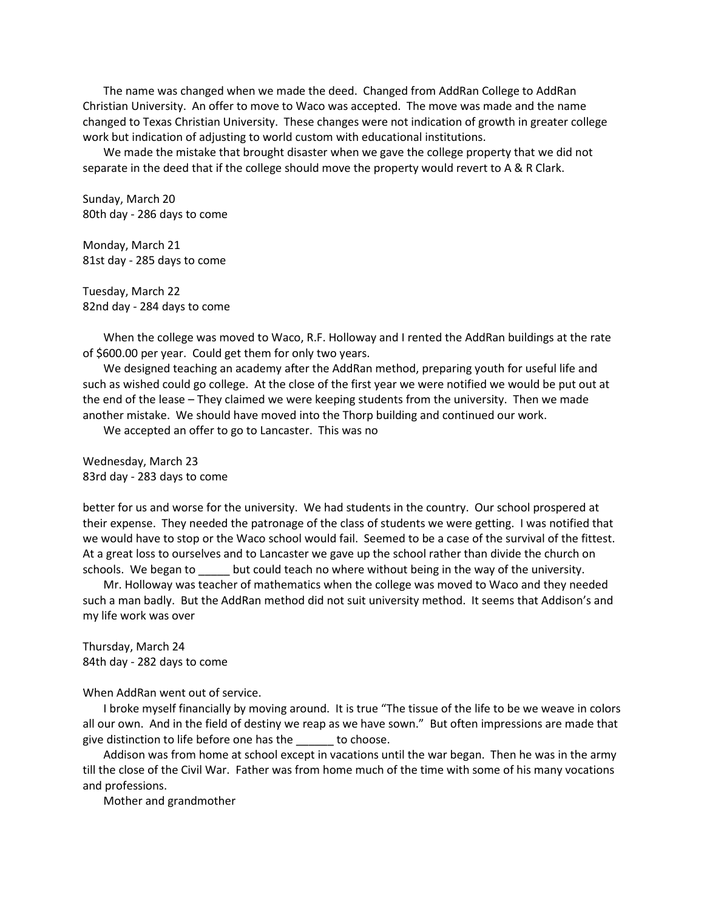The name was changed when we made the deed. Changed from AddRan College to AddRan Christian University. An offer to move to Waco was accepted. The move was made and the name changed to Texas Christian University. These changes were not indication of growth in greater college work but indication of adjusting to world custom with educational institutions.

We made the mistake that brought disaster when we gave the college property that we did not separate in the deed that if the college should move the property would revert to A & R Clark.

Sunday, March 20
80th day - 286 days to come

Monday, March 21
81st day - 285 days to come

Tuesday, March 22
82nd day - 284 days to come

When the college was moved to Waco, R.F. Holloway and I rented the AddRan buildings at the rate of $600.00 per year. Could get them for only two years.

We designed teaching an academy after the AddRan method, preparing youth for useful life and such as wished could go college. At the close of the first year we were notified we would be put out at the end of the lease – They claimed we were keeping students from the university. Then we made another mistake. We should have moved into the Thorp building and continued our work.

We accepted an offer to go to Lancaster. This was no

Wednesday, March 23
83rd day - 283 days to come

better for us and worse for the university. We had students in the country. Our school prospered at their expense. They needed the patronage of the class of students we were getting. I was notified that we would have to stop or the Waco school would fail. Seemed to be a case of the survival of the fittest. At a great loss to ourselves and to Lancaster we gave up the school rather than divide the church on schools. We began to _____ but could teach no where without being in the way of the university.

Mr. Holloway was teacher of mathematics when the college was moved to Waco and they needed such a man badly. But the AddRan method did not suit university method. It seems that Addison's and my life work was over

Thursday, March 24
84th day - 282 days to come

When AddRan went out of service.

I broke myself financially by moving around. It is true "The tissue of the life to be we weave in colors all our own. And in the field of destiny we reap as we have sown." But often impressions are made that give distinction to life before one has the ______ to choose.

Addison was from home at school except in vacations until the war began. Then he was in the army till the close of the Civil War. Father was from home much of the time with some of his many vocations and professions.

Mother and grandmother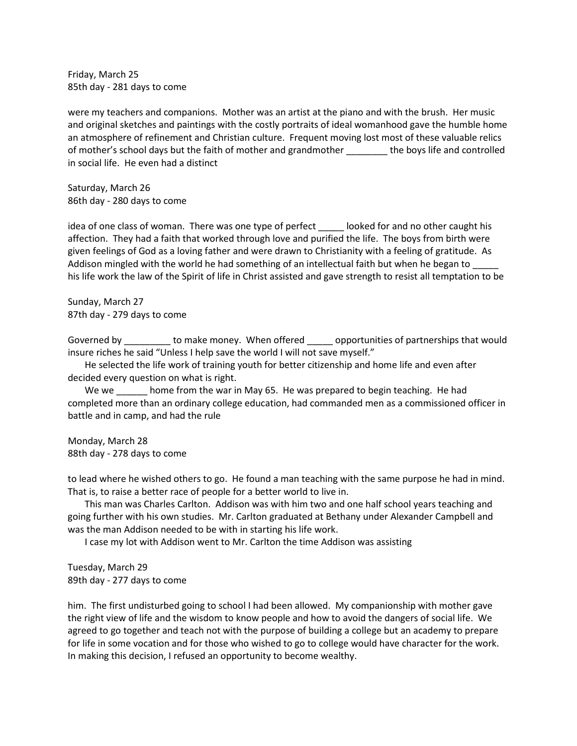Friday, March 25
85th day - 281 days to come

were my teachers and companions. Mother was an artist at the piano and with the brush. Her music and original sketches and paintings with the costly portraits of ideal womanhood gave the humble home an atmosphere of refinement and Christian culture. Frequent moving lost most of these valuable relics of mother's school days but the faith of mother and grandmother ________ the boys life and controlled in social life. He even had a distinct

Saturday, March 26
86th day - 280 days to come

idea of one class of woman. There was one type of perfect _____ looked for and no other caught his affection. They had a faith that worked through love and purified the life. The boys from birth were given feelings of God as a loving father and were drawn to Christianity with a feeling of gratitude. As Addison mingled with the world he had something of an intellectual faith but when he began to _____ his life work the law of the Spirit of life in Christ assisted and gave strength to resist all temptation to be

Sunday, March 27
87th day - 279 days to come

Governed by _________ to make money. When offered _____ opportunities of partnerships that would insure riches he said "Unless I help save the world I will not save myself."

He selected the life work of training youth for better citizenship and home life and even after decided every question on what is right.

We we ______ home from the war in May 65. He was prepared to begin teaching. He had completed more than an ordinary college education, had commanded men as a commissioned officer in battle and in camp, and had the rule

Monday, March 28
88th day - 278 days to come

to lead where he wished others to go. He found a man teaching with the same purpose he had in mind. That is, to raise a better race of people for a better world to live in.

This man was Charles Carlton. Addison was with him two and one half school years teaching and going further with his own studies. Mr. Carlton graduated at Bethany under Alexander Campbell and was the man Addison needed to be with in starting his life work.

I case my lot with Addison went to Mr. Carlton the time Addison was assisting

Tuesday, March 29
89th day - 277 days to come

him. The first undisturbed going to school I had been allowed. My companionship with mother gave the right view of life and the wisdom to know people and how to avoid the dangers of social life. We agreed to go together and teach not with the purpose of building a college but an academy to prepare for life in some vocation and for those who wished to go to college would have character for the work. In making this decision, I refused an opportunity to become wealthy.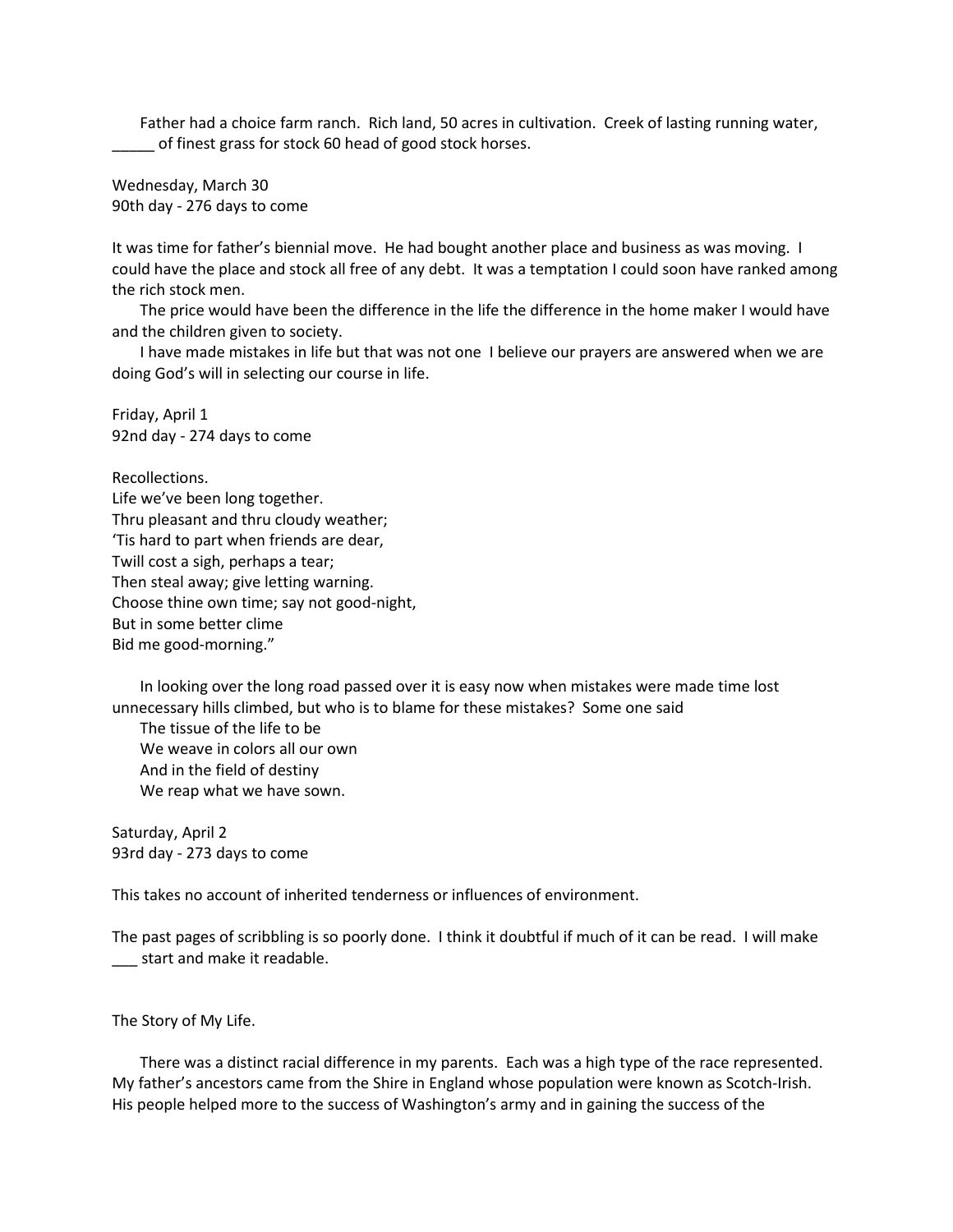Father had a choice farm ranch. Rich land, 50 acres in cultivation. Creek of lasting running water, _____ of finest grass for stock 60 head of good stock horses.

Wednesday, March 30
90th day - 276 days to come

It was time for father's biennial move. He had bought another place and business as was moving. I could have the place and stock all free of any debt. It was a temptation I could soon have ranked among the rich stock men.

The price would have been the difference in the life the difference in the home maker I would have and the children given to society.

I have made mistakes in life but that was not one I believe our prayers are answered when we are doing God's will in selecting our course in life.

Friday, April 1
92nd day - 274 days to come

Recollections.
Life we've been long together.
Thru pleasant and thru cloudy weather;
'Tis hard to part when friends are dear,
Twill cost a sigh, perhaps a tear;
Then steal away; give letting warning.
Choose thine own time; say not good-night,
But in some better clime
Bid me good-morning."

In looking over the long road passed over it is easy now when mistakes were made time lost unnecessary hills climbed, but who is to blame for these mistakes? Some one said

The tissue of the life to be
We weave in colors all our own
And in the field of destiny
We reap what we have sown.

Saturday, April 2
93rd day - 273 days to come

This takes no account of inherited tenderness or influences of environment.

The past pages of scribbling is so poorly done. I think it doubtful if much of it can be read. I will make ___ start and make it readable.

The Story of My Life.

There was a distinct racial difference in my parents. Each was a high type of the race represented. My father's ancestors came from the Shire in England whose population were known as Scotch-Irish. His people helped more to the success of Washington's army and in gaining the success of the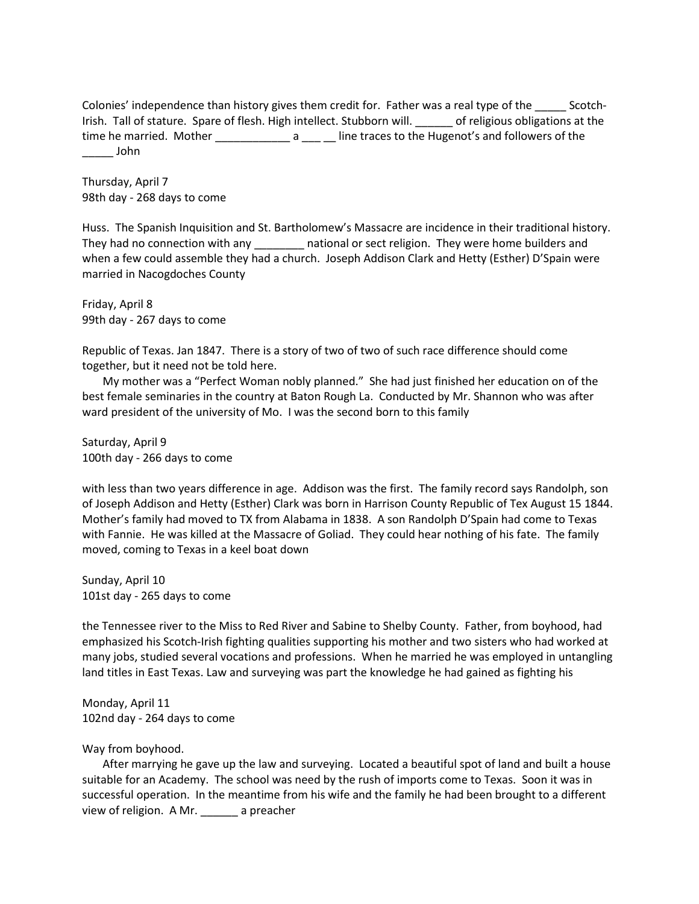Colonies' independence than history gives them credit for. Father was a real type of the _____ Scotch-Irish. Tall of stature. Spare of flesh. High intellect. Stubborn will. ______ of religious obligations at the time he married. Mother ____________ a ___ __ line traces to the Hugenot's and followers of the _____ John

Thursday, April 7
98th day - 268 days to come

Huss. The Spanish Inquisition and St. Bartholomew's Massacre are incidence in their traditional history. They had no connection with any ________ national or sect religion. They were home builders and when a few could assemble they had a church. Joseph Addison Clark and Hetty (Esther) D'Spain were married in Nacogdoches County

Friday, April 8
99th day - 267 days to come

Republic of Texas. Jan 1847. There is a story of two of two of such race difference should come together, but it need not be told here.

My mother was a "Perfect Woman nobly planned." She had just finished her education on of the best female seminaries in the country at Baton Rough La. Conducted by Mr. Shannon who was after ward president of the university of Mo. I was the second born to this family

Saturday, April 9
100th day - 266 days to come

with less than two years difference in age. Addison was the first. The family record says Randolph, son of Joseph Addison and Hetty (Esther) Clark was born in Harrison County Republic of Tex August 15 1844. Mother's family had moved to TX from Alabama in 1838. A son Randolph D'Spain had come to Texas with Fannie. He was killed at the Massacre of Goliad. They could hear nothing of his fate. The family moved, coming to Texas in a keel boat down

Sunday, April 10
101st day - 265 days to come

the Tennessee river to the Miss to Red River and Sabine to Shelby County. Father, from boyhood, had emphasized his Scotch-Irish fighting qualities supporting his mother and two sisters who had worked at many jobs, studied several vocations and professions. When he married he was employed in untangling land titles in East Texas. Law and surveying was part the knowledge he had gained as fighting his

Monday, April 11
102nd day - 264 days to come

Way from boyhood.

After marrying he gave up the law and surveying. Located a beautiful spot of land and built a house suitable for an Academy. The school was need by the rush of imports come to Texas. Soon it was in successful operation. In the meantime from his wife and the family he had been brought to a different view of religion. A Mr. ______ a preacher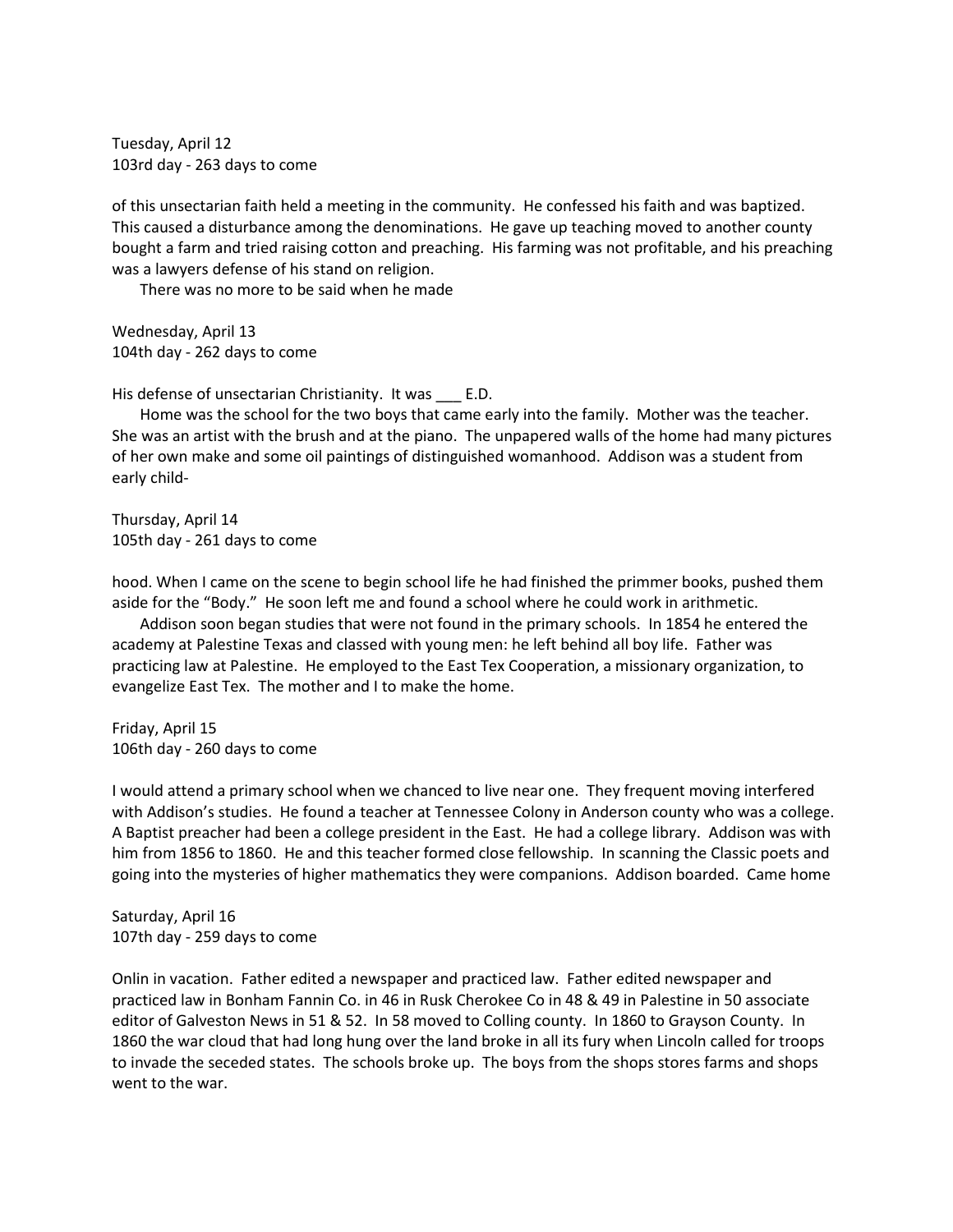Tuesday, April 12
103rd day - 263 days to come

of this unsectarian faith held a meeting in the community. He confessed his faith and was baptized. This caused a disturbance among the denominations. He gave up teaching moved to another county bought a farm and tried raising cotton and preaching. His farming was not profitable, and his preaching was a lawyers defense of his stand on religion.

There was no more to be said when he made

Wednesday, April 13
104th day - 262 days to come

His defense of unsectarian Christianity. It was ___ E.D.

Home was the school for the two boys that came early into the family. Mother was the teacher. She was an artist with the brush and at the piano. The unpapered walls of the home had many pictures of her own make and some oil paintings of distinguished womanhood. Addison was a student from early child-

Thursday, April 14
105th day - 261 days to come

hood. When I came on the scene to begin school life he had finished the primmer books, pushed them aside for the "Body." He soon left me and found a school where he could work in arithmetic.

Addison soon began studies that were not found in the primary schools. In 1854 he entered the academy at Palestine Texas and classed with young men: he left behind all boy life. Father was practicing law at Palestine. He employed to the East Tex Cooperation, a missionary organization, to evangelize East Tex. The mother and I to make the home.

Friday, April 15
106th day - 260 days to come

I would attend a primary school when we chanced to live near one. They frequent moving interfered with Addison's studies. He found a teacher at Tennessee Colony in Anderson county who was a college. A Baptist preacher had been a college president in the East. He had a college library. Addison was with him from 1856 to 1860. He and this teacher formed close fellowship. In scanning the Classic poets and going into the mysteries of higher mathematics they were companions. Addison boarded. Came home

Saturday, April 16
107th day - 259 days to come

Onlin in vacation. Father edited a newspaper and practiced law. Father edited newspaper and practiced law in Bonham Fannin Co. in 46 in Rusk Cherokee Co in 48 & 49 in Palestine in 50 associate editor of Galveston News in 51 & 52. In 58 moved to Colling county. In 1860 to Grayson County. In 1860 the war cloud that had long hung over the land broke in all its fury when Lincoln called for troops to invade the seceded states. The schools broke up. The boys from the shops stores farms and shops went to the war.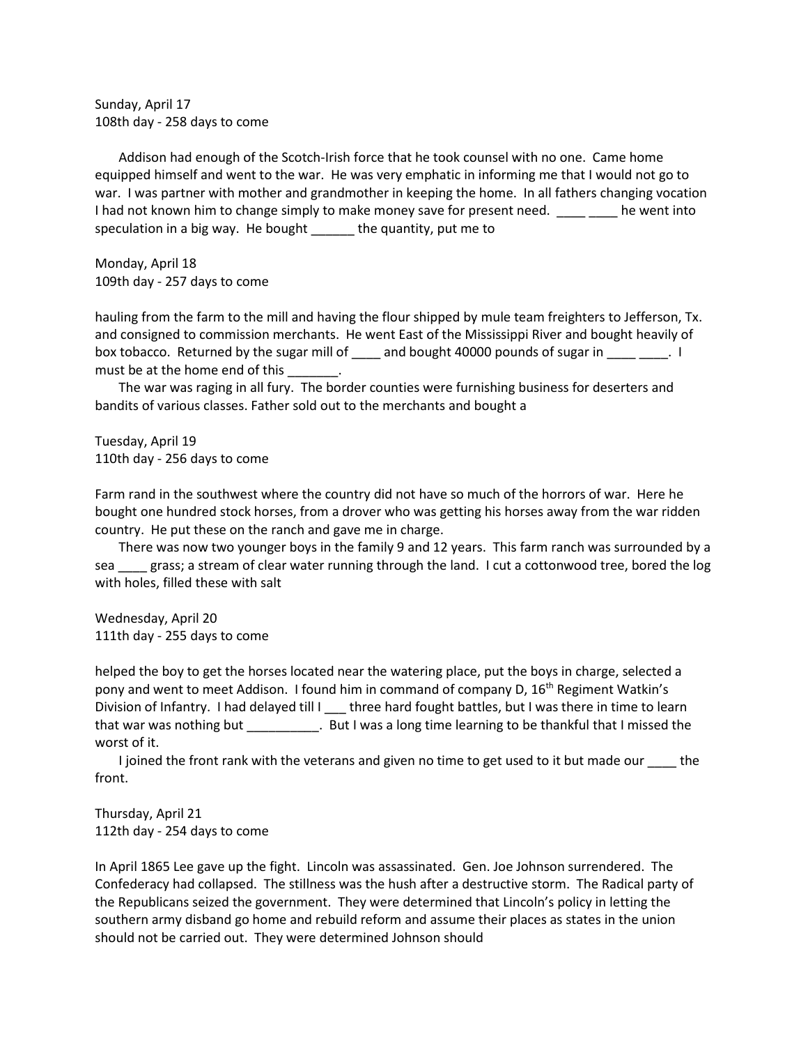Sunday, April 17
108th day - 258 days to come

Addison had enough of the Scotch-Irish force that he took counsel with no one. Came home equipped himself and went to the war. He was very emphatic in informing me that I would not go to war. I was partner with mother and grandmother in keeping the home. In all fathers changing vocation I had not known him to change simply to make money save for present need. ____ ____ he went into speculation in a big way. He bought ______ the quantity, put me to

Monday, April 18
109th day - 257 days to come

hauling from the farm to the mill and having the flour shipped by mule team freighters to Jefferson, Tx. and consigned to commission merchants. He went East of the Mississippi River and bought heavily of box tobacco. Returned by the sugar mill of ____ and bought 40000 pounds of sugar in ____ ____. I must be at the home end of this _______.

The war was raging in all fury. The border counties were furnishing business for deserters and bandits of various classes. Father sold out to the merchants and bought a

Tuesday, April 19
110th day - 256 days to come

Farm rand in the southwest where the country did not have so much of the horrors of war. Here he bought one hundred stock horses, from a drover who was getting his horses away from the war ridden country. He put these on the ranch and gave me in charge.

There was now two younger boys in the family 9 and 12 years. This farm ranch was surrounded by a sea ____ grass; a stream of clear water running through the land. I cut a cottonwood tree, bored the log with holes, filled these with salt

Wednesday, April 20
111th day - 255 days to come

helped the boy to get the horses located near the watering place, put the boys in charge, selected a pony and went to meet Addison. I found him in command of company D, 16th Regiment Watkin's Division of Infantry. I had delayed till I ___ three hard fought battles, but I was there in time to learn that war was nothing but __________. But I was a long time learning to be thankful that I missed the worst of it.

I joined the front rank with the veterans and given no time to get used to it but made our ____ the front.

Thursday, April 21
112th day - 254 days to come

In April 1865 Lee gave up the fight. Lincoln was assassinated. Gen. Joe Johnson surrendered. The Confederacy had collapsed. The stillness was the hush after a destructive storm. The Radical party of the Republicans seized the government. They were determined that Lincoln's policy in letting the southern army disband go home and rebuild reform and assume their places as states in the union should not be carried out. They were determined Johnson should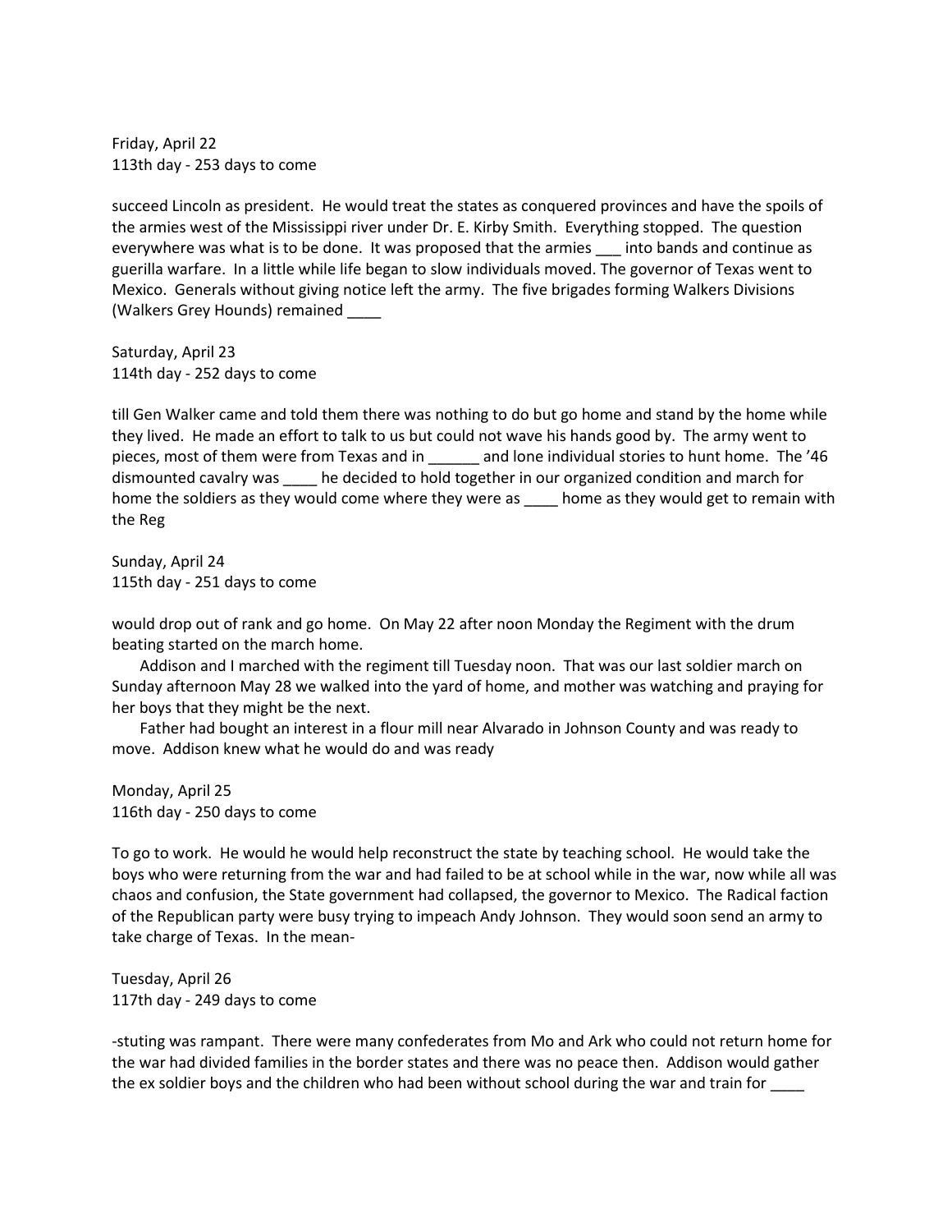Friday, April 22
113th day - 253 days to come

succeed Lincoln as president. He would treat the states as conquered provinces and have the spoils of the armies west of the Mississippi river under Dr. E. Kirby Smith. Everything stopped. The question everywhere was what is to be done. It was proposed that the armies ___ into bands and continue as guerilla warfare. In a little while life began to slow individuals moved. The governor of Texas went to Mexico. Generals without giving notice left the army. The five brigades forming Walkers Divisions (Walkers Grey Hounds) remained ____

Saturday, April 23
114th day - 252 days to come

till Gen Walker came and told them there was nothing to do but go home and stand by the home while they lived. He made an effort to talk to us but could not wave his hands good by. The army went to pieces, most of them were from Texas and in ______ and lone individual stories to hunt home. The '46 dismounted cavalry was ____ he decided to hold together in our organized condition and march for home the soldiers as they would come where they were as ____ home as they would get to remain with the Reg

Sunday, April 24
115th day - 251 days to come

would drop out of rank and go home. On May 22 after noon Monday the Regiment with the drum beating started on the march home.

Addison and I marched with the regiment till Tuesday noon. That was our last soldier march on Sunday afternoon May 28 we walked into the yard of home, and mother was watching and praying for her boys that they might be the next.

Father had bought an interest in a flour mill near Alvarado in Johnson County and was ready to move. Addison knew what he would do and was ready

Monday, April 25
116th day - 250 days to come

To go to work. He would he would help reconstruct the state by teaching school. He would take the boys who were returning from the war and had failed to be at school while in the war, now while all was chaos and confusion, the State government had collapsed, the governor to Mexico. The Radical faction of the Republican party were busy trying to impeach Andy Johnson. They would soon send an army to take charge of Texas. In the mean-

Tuesday, April 26
117th day - 249 days to come

-stuting was rampant. There were many confederates from Mo and Ark who could not return home for the war had divided families in the border states and there was no peace then. Addison would gather the ex soldier boys and the children who had been without school during the war and train for ____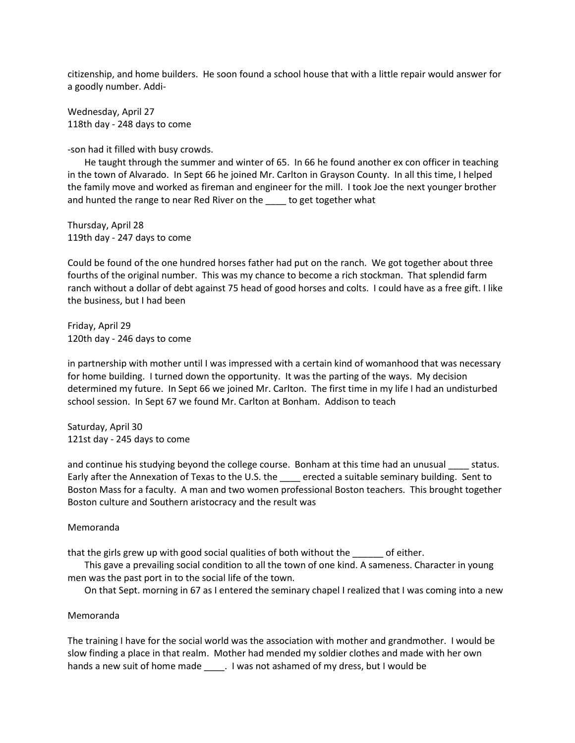citizenship, and home builders. He soon found a school house that with a little repair would answer for a goodly number. Addi-

Wednesday, April 27
118th day - 248 days to come

-son had it filled with busy crowds.

He taught through the summer and winter of 65. In 66 he found another ex con officer in teaching in the town of Alvarado. In Sept 66 he joined Mr. Carlton in Grayson County. In all this time, I helped the family move and worked as fireman and engineer for the mill. I took Joe the next younger brother and hunted the range to near Red River on the ____ to get together what

Thursday, April 28
119th day - 247 days to come

Could be found of the one hundred horses father had put on the ranch. We got together about three fourths of the original number. This was my chance to become a rich stockman. That splendid farm ranch without a dollar of debt against 75 head of good horses and colts. I could have as a free gift. I like the business, but I had been

Friday, April 29
120th day - 246 days to come

in partnership with mother until I was impressed with a certain kind of womanhood that was necessary for home building. I turned down the opportunity. It was the parting of the ways. My decision determined my future. In Sept 66 we joined Mr. Carlton. The first time in my life I had an undisturbed school session. In Sept 67 we found Mr. Carlton at Bonham. Addison to teach

Saturday, April 30
121st day - 245 days to come

and continue his studying beyond the college course. Bonham at this time had an unusual ____ status. Early after the Annexation of Texas to the U.S. the ____ erected a suitable seminary building. Sent to Boston Mass for a faculty. A man and two women professional Boston teachers. This brought together Boston culture and Southern aristocracy and the result was

Memoranda

that the girls grew up with good social qualities of both without the ______ of either.

This gave a prevailing social condition to all the town of one kind. A sameness. Character in young men was the past port in to the social life of the town.

On that Sept. morning in 67 as I entered the seminary chapel I realized that I was coming into a new

Memoranda

The training I have for the social world was the association with mother and grandmother. I would be slow finding a place in that realm. Mother had mended my soldier clothes and made with her own hands a new suit of home made ____. I was not ashamed of my dress, but I would be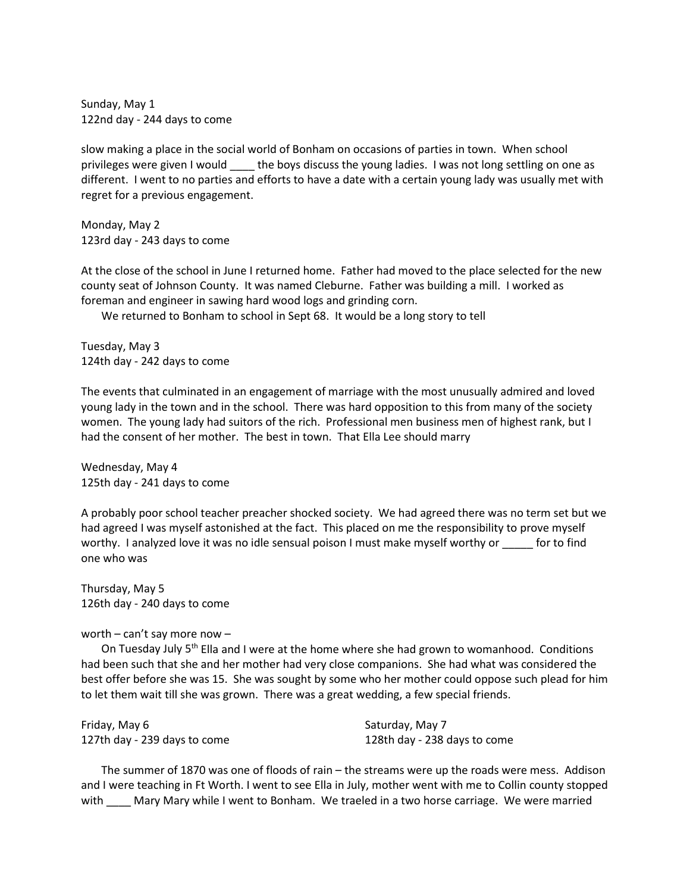Sunday, May 1
122nd day - 244 days to come

slow making a place in the social world of Bonham on occasions of parties in town. When school privileges were given I would ____ the boys discuss the young ladies. I was not long settling on one as different. I went to no parties and efforts to have a date with a certain young lady was usually met with regret for a previous engagement.

Monday, May 2
123rd day - 243 days to come

At the close of the school in June I returned home. Father had moved to the place selected for the new county seat of Johnson County. It was named Cleburne. Father was building a mill. I worked as foreman and engineer in sawing hard wood logs and grinding corn.

We returned to Bonham to school in Sept 68. It would be a long story to tell

Tuesday, May 3
124th day - 242 days to come

The events that culminated in an engagement of marriage with the most unusually admired and loved young lady in the town and in the school. There was hard opposition to this from many of the society women. The young lady had suitors of the rich. Professional men business men of highest rank, but I had the consent of her mother. The best in town. That Ella Lee should marry

Wednesday, May 4
125th day - 241 days to come

A probably poor school teacher preacher shocked society. We had agreed there was no term set but we had agreed I was myself astonished at the fact. This placed on me the responsibility to prove myself worthy. I analyzed love it was no idle sensual poison I must make myself worthy or _____ for to find one who was

Thursday, May 5
126th day - 240 days to come

worth – can't say more now –

On Tuesday July 5th Ella and I were at the home where she had grown to womanhood. Conditions had been such that she and her mother had very close companions. She had what was considered the best offer before she was 15. She was sought by some who her mother could oppose such plead for him to let them wait till she was grown. There was a great wedding, a few special friends.

Friday, May 6
127th day - 239 days to come

Saturday, May 7
128th day - 238 days to come

The summer of 1870 was one of floods of rain – the streams were up the roads were mess. Addison and I were teaching in Ft Worth. I went to see Ella in July, mother went with me to Collin county stopped with ____ Mary Mary while I went to Bonham. We traeled in a two horse carriage. We were married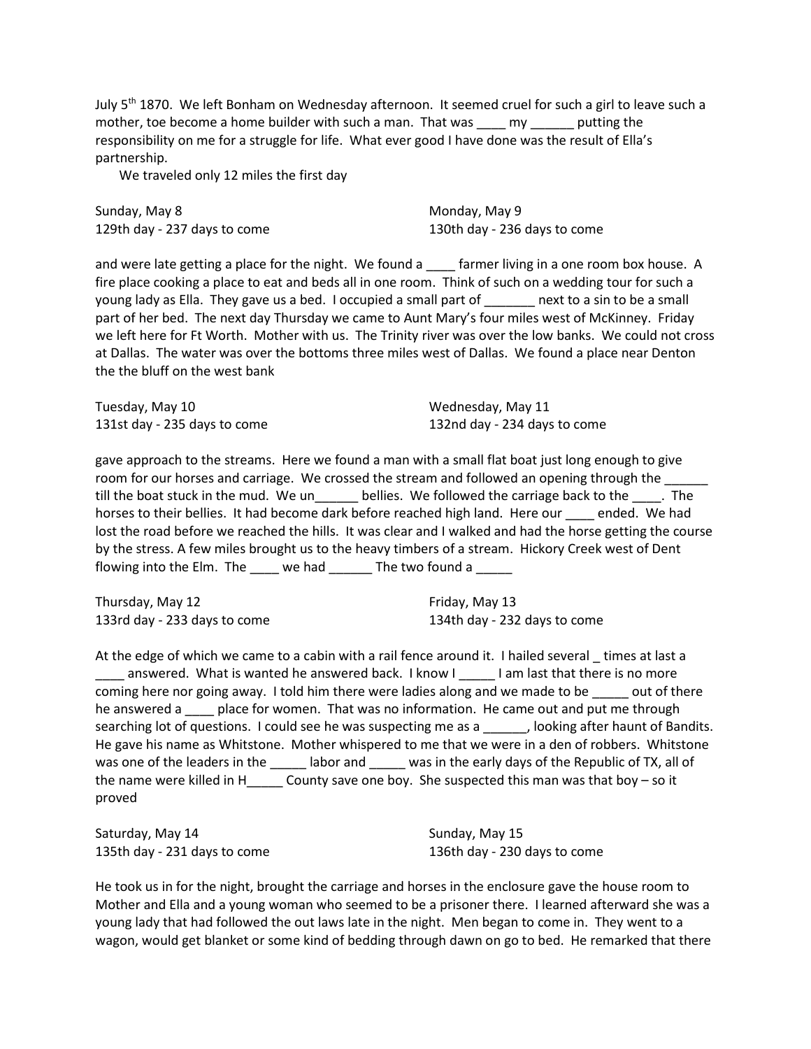July 5th 1870. We left Bonham on Wednesday afternoon. It seemed cruel for such a girl to leave such a mother, toe become a home builder with such a man. That was ____ my ______ putting the responsibility on me for a struggle for life. What ever good I have done was the result of Ella's partnership.

We traveled only 12 miles the first day

Sunday, May 8
129th day - 237 days to come

Monday, May 9
130th day - 236 days to come

and were late getting a place for the night. We found a ____ farmer living in a one room box house. A fire place cooking a place to eat and beds all in one room. Think of such on a wedding tour for such a young lady as Ella. They gave us a bed. I occupied a small part of _______ next to a sin to be a small part of her bed. The next day Thursday we came to Aunt Mary's four miles west of McKinney. Friday we left here for Ft Worth. Mother with us. The Trinity river was over the low banks. We could not cross at Dallas. The water was over the bottoms three miles west of Dallas. We found a place near Denton the the bluff on the west bank

Tuesday, May 10
131st day - 235 days to come

Wednesday, May 11
132nd day - 234 days to come

gave approach to the streams. Here we found a man with a small flat boat just long enough to give room for our horses and carriage. We crossed the stream and followed an opening through the ______ till the boat stuck in the mud. We un______ bellies. We followed the carriage back to the ____. The horses to their bellies. It had become dark before reached high land. Here our ____ ended. We had lost the road before we reached the hills. It was clear and I walked and had the horse getting the course by the stress. A few miles brought us to the heavy timbers of a stream. Hickory Creek west of Dent flowing into the Elm. The ____ we had ______ The two found a _____

Thursday, May 12
133rd day - 233 days to come

Friday, May 13
134th day - 232 days to come

At the edge of which we came to a cabin with a rail fence around it. I hailed several _ times at last a ____ answered. What is wanted he answered back. I know I _____ I am last that there is no more coming here nor going away. I told him there were ladies along and we made to be _____ out of there he answered a ____ place for women. That was no information. He came out and put me through searching lot of questions. I could see he was suspecting me as a ______, looking after haunt of Bandits. He gave his name as Whitstone. Mother whispered to me that we were in a den of robbers. Whitstone was one of the leaders in the _____ labor and _____ was in the early days of the Republic of TX, all of the name were killed in H_____ County save one boy. She suspected this man was that boy – so it proved

Saturday, May 14
135th day - 231 days to come

Sunday, May 15
136th day - 230 days to come

He took us in for the night, brought the carriage and horses in the enclosure gave the house room to Mother and Ella and a young woman who seemed to be a prisoner there. I learned afterward she was a young lady that had followed the out laws late in the night. Men began to come in. They went to a wagon, would get blanket or some kind of bedding through dawn on go to bed. He remarked that there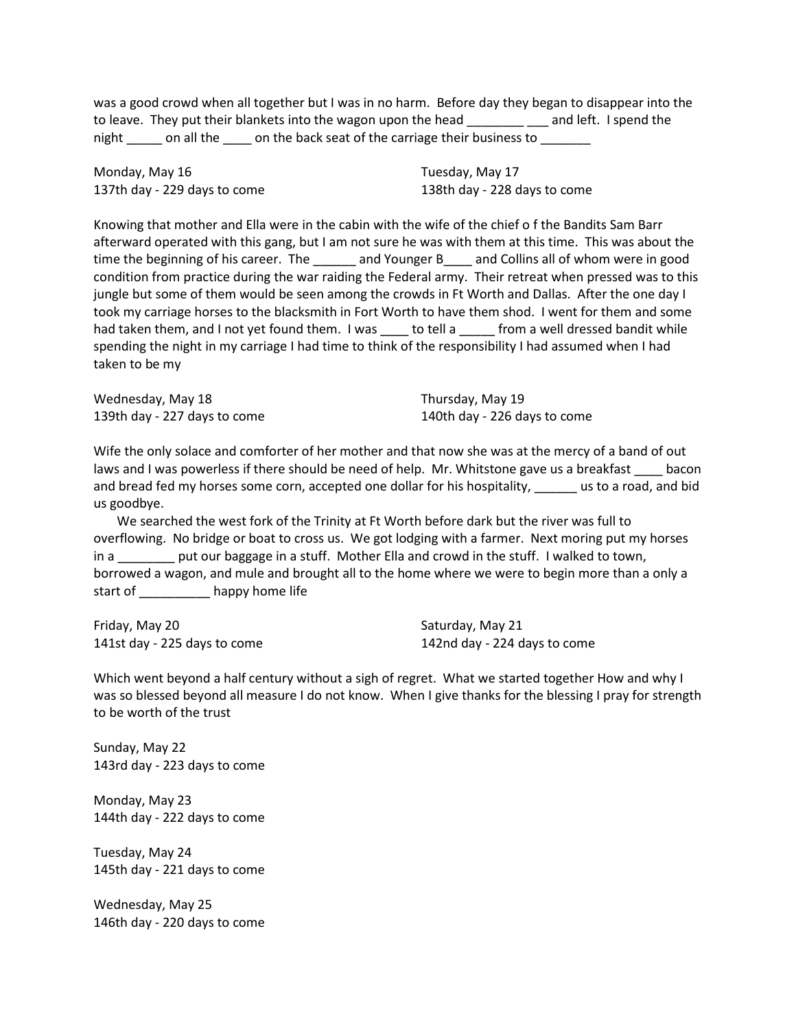was a good crowd when all together but I was in no harm. Before day they began to disappear into the to leave. They put their blankets into the wagon upon the head ________ ___ and left. I spend the night _____ on all the ____ on the back seat of the carriage their business to _______

Monday, May 16
137th day - 229 days to come

Tuesday, May 17
138th day - 228 days to come

Knowing that mother and Ella were in the cabin with the wife of the chief o f the Bandits Sam Barr afterward operated with this gang, but I am not sure he was with them at this time. This was about the time the beginning of his career. The ______ and Younger B____ and Collins all of whom were in good condition from practice during the war raiding the Federal army. Their retreat when pressed was to this jungle but some of them would be seen among the crowds in Ft Worth and Dallas. After the one day I took my carriage horses to the blacksmith in Fort Worth to have them shod. I went for them and some had taken them, and I not yet found them. I was ____ to tell a _____ from a well dressed bandit while spending the night in my carriage I had time to think of the responsibility I had assumed when I had taken to be my

Wednesday, May 18
139th day - 227 days to come

Thursday, May 19
140th day - 226 days to come

Wife the only solace and comforter of her mother and that now she was at the mercy of a band of out laws and I was powerless if there should be need of help. Mr. Whitstone gave us a breakfast ____ bacon and bread fed my horses some corn, accepted one dollar for his hospitality, ______ us to a road, and bid us goodbye.

We searched the west fork of the Trinity at Ft Worth before dark but the river was full to overflowing. No bridge or boat to cross us. We got lodging with a farmer. Next moring put my horses in a ________ put our baggage in a stuff. Mother Ella and crowd in the stuff. I walked to town, borrowed a wagon, and mule and brought all to the home where we were to begin more than a only a start of __________ happy home life

Friday, May 20
141st day - 225 days to come

Saturday, May 21
142nd day - 224 days to come

Which went beyond a half century without a sigh of regret. What we started together How and why I was so blessed beyond all measure I do not know. When I give thanks for the blessing I pray for strength to be worth of the trust

Sunday, May 22
143rd day - 223 days to come

Monday, May 23
144th day - 222 days to come

Tuesday, May 24
145th day - 221 days to come

Wednesday, May 25
146th day - 220 days to come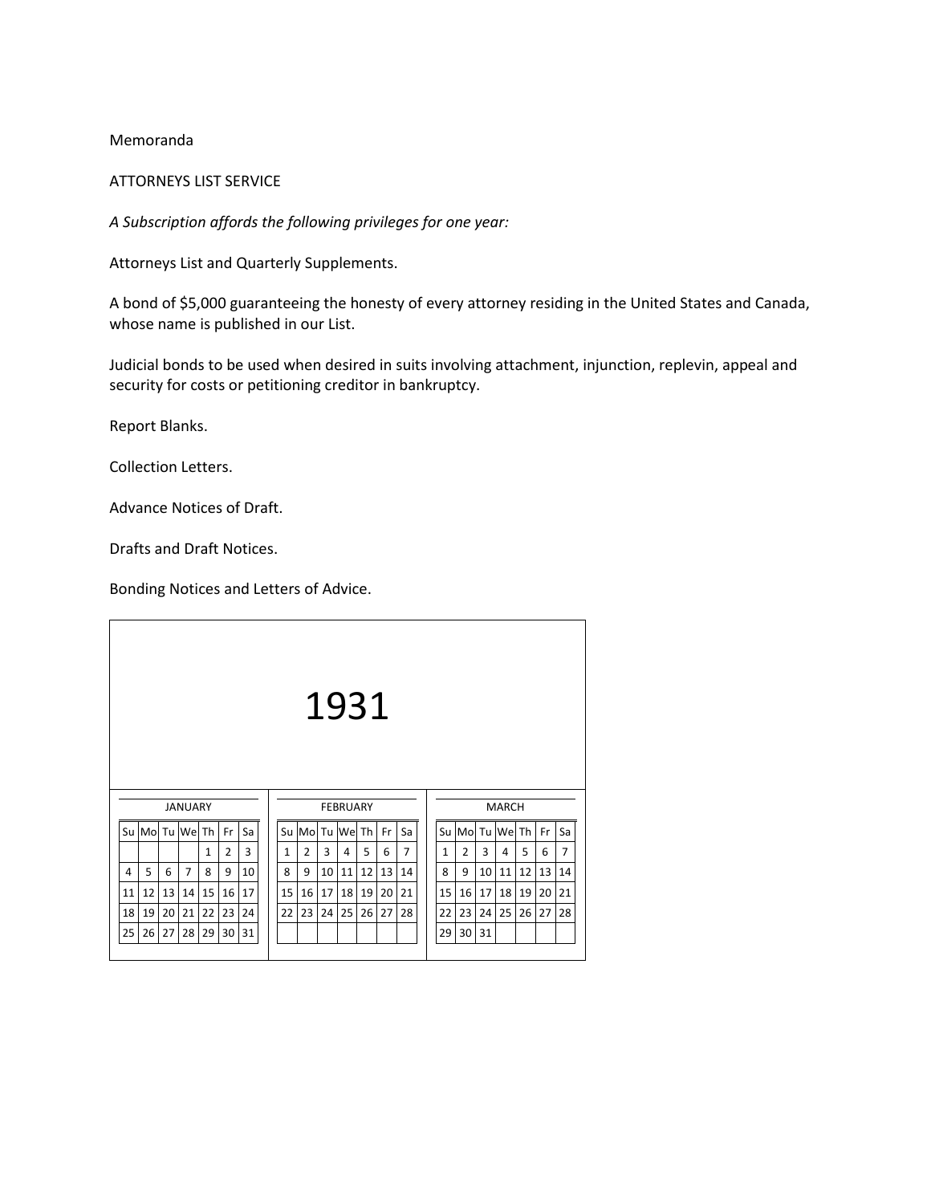Memoranda

ATTORNEYS LIST SERVICE

*A Subscription affords the following privileges for one year:*

Attorneys List and Quarterly Supplements.

A bond of $5,000 guaranteeing the honesty of every attorney residing in the United States and Canada, whose name is published in our List.

Judicial bonds to be used when desired in suits involving attachment, injunction, replevin, appeal and security for costs or petitioning creditor in bankruptcy.

Report Blanks.

Collection Letters.

Advance Notices of Draft.

Drafts and Draft Notices.

Bonding Notices and Letters of Advice.

1931

JANUARY

| Su | Mo | Tu | We | Th | Fr | Sa |
|---|---|---|---|---|---|---|
| | | | | 1 | 2 | 3 |
| 4 | 5 | 6 | 7 | 8 | 9 | 10 |
| 11 | 12 | 13 | 14 | 15 | 16 | 17 |
| 18 | 19 | 20 | 21 | 22 | 23 | 24 |
| 25 | 26 | 27 | 28 | 29 | 30 | 31 |

FEBRUARY

| Su | Mo | Tu | We | Th | Fr | Sa |
|---|---|---|---|---|---|---|
| 1 | 2 | 3 | 4 | 5 | 6 | 7 |
| 8 | 9 | 10 | 11 | 12 | 13 | 14 |
| 15 | 16 | 17 | 18 | 19 | 20 | 21 |
| 22 | 23 | 24 | 25 | 26 | 27 | 28 |

MARCH

| Su | Mo | Tu | We | Th | Fr | Sa |
|---|---|---|---|---|---|---|
| 1 | 2 | 3 | 4 | 5 | 6 | 7 |
| 8 | 9 | 10 | 11 | 12 | 13 | 14 |
| 15 | 16 | 17 | 18 | 19 | 20 | 21 |
| 22 | 23 | 24 | 25 | 26 | 27 | 28 |
| 29 | 30 | 31 | | | | |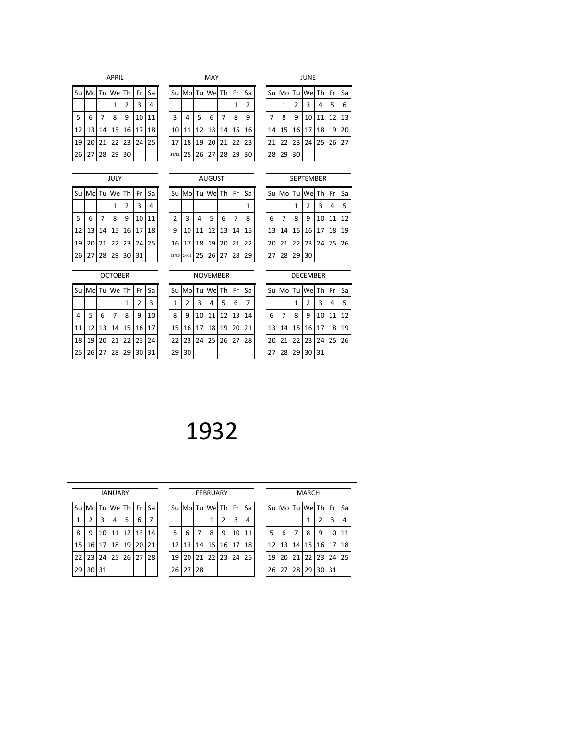### APRIL

| Su | Mo | Tu | We | Th | Fr | Sa |
|---|---|---|---|---|---|---|
| | | | 1 | 2 | 3 | 4 |
| 5 | 6 | 7 | 8 | 9 | 10 | 11 |
| 12 | 13 | 14 | 15 | 16 | 17 | 18 |
| 19 | 20 | 21 | 22 | 23 | 24 | 25 |
| 26 | 27 | 28 | 29 | 30 | | |

### MAY

| Su | Mo | Tu | We | Th | Fr | Sa |
|---|---|---|---|---|---|---|
| | | | | | 1 | 2 |
| 3 | 4 | 5 | 6 | 7 | 8 | 9 |
| 10 | 11 | 12 | 13 | 14 | 15 | 16 |
| 17 | 18 | 19 | 20 | 21 | 22 | 23 |
| 24/31 | 25 | 26 | 27 | 28 | 29 | 30 |

### JUNE

| Su | Mo | Tu | We | Th | Fr | Sa |
|---|---|---|---|---|---|---|
| | 1 | 2 | 3 | 4 | 5 | 6 |
| 7 | 8 | 9 | 10 | 11 | 12 | 13 |
| 14 | 15 | 16 | 17 | 18 | 19 | 20 |
| 21 | 22 | 23 | 24 | 25 | 26 | 27 |
| 28 | 29 | 30 | | | | |

### JULY

| Su | Mo | Tu | We | Th | Fr | Sa |
|---|---|---|---|---|---|---|
| | | | 1 | 2 | 3 | 4 |
| 5 | 6 | 7 | 8 | 9 | 10 | 11 |
| 12 | 13 | 14 | 15 | 16 | 17 | 18 |
| 19 | 20 | 21 | 22 | 23 | 24 | 25 |
| 26 | 27 | 28 | 29 | 30 | 31 | |

### AUGUST

| Su | Mo | Tu | We | Th | Fr | Sa |
|---|---|---|---|---|---|---|
| | | | | | | 1 |
| 2 | 3 | 4 | 5 | 6 | 7 | 8 |
| 9 | 10 | 11 | 12 | 13 | 14 | 15 |
| 16 | 17 | 18 | 19 | 20 | 21 | 22 |
| 23/30 | 24/31 | 25 | 26 | 27 | 28 | 29 |

### SEPTEMBER

| Su | Mo | Tu | We | Th | Fr | Sa |
|---|---|---|---|---|---|---|
| | | 1 | 2 | 3 | 4 | 5 |
| 6 | 7 | 8 | 9 | 10 | 11 | 12 |
| 13 | 14 | 15 | 16 | 17 | 18 | 19 |
| 20 | 21 | 22 | 23 | 24 | 25 | 26 |
| 27 | 28 | 29 | 30 | | | |

### OCTOBER

| Su | Mo | Tu | We | Th | Fr | Sa |
|---|---|---|---|---|---|---|
| | | | | 1 | 2 | 3 |
| 4 | 5 | 6 | 7 | 8 | 9 | 10 |
| 11 | 12 | 13 | 14 | 15 | 16 | 17 |
| 18 | 19 | 20 | 21 | 22 | 23 | 24 |
| 25 | 26 | 27 | 28 | 29 | 30 | 31 |

### NOVEMBER

| Su | Mo | Tu | We | Th | Fr | Sa |
|---|---|---|---|---|---|---|
| 1 | 2 | 3 | 4 | 5 | 6 | 7 |
| 8 | 9 | 10 | 11 | 12 | 13 | 14 |
| 15 | 16 | 17 | 18 | 19 | 20 | 21 |
| 22 | 23 | 24 | 25 | 26 | 27 | 28 |
| 29 | 30 | | | | | |

### DECEMBER

| Su | Mo | Tu | We | Th | Fr | Sa |
|---|---|---|---|---|---|---|
| | | 1 | 2 | 3 | 4 | 5 |
| 6 | 7 | 8 | 9 | 10 | 11 | 12 |
| 13 | 14 | 15 | 16 | 17 | 18 | 19 |
| 20 | 21 | 22 | 23 | 24 | 25 | 26 |
| 27 | 28 | 29 | 30 | 31 | | |

# 1932

### JANUARY

| Su | Mo | Tu | We | Th | Fr | Sa |
|---|---|---|---|---|---|---|
| 1 | 2 | 3 | 4 | 5 | 6 | 7 |
| 8 | 9 | 10 | 11 | 12 | 13 | 14 |
| 15 | 16 | 17 | 18 | 19 | 20 | 21 |
| 22 | 23 | 24 | 25 | 26 | 27 | 28 |
| 29 | 30 | 31 | | | | |

### FEBRUARY

| Su | Mo | Tu | We | Th | Fr | Sa |
|---|---|---|---|---|---|---|
| | | | 1 | 2 | 3 | 4 |
| 5 | 6 | 7 | 8 | 9 | 10 | 11 |
| 12 | 13 | 14 | 15 | 16 | 17 | 18 |
| 19 | 20 | 21 | 22 | 23 | 24 | 25 |
| 26 | 27 | 28 | | | | |

### MARCH

| Su | Mo | Tu | We | Th | Fr | Sa |
|---|---|---|---|---|---|---|
| | | | 1 | 2 | 3 | 4 |
| 5 | 6 | 7 | 8 | 9 | 10 | 11 |
| 12 | 13 | 14 | 15 | 16 | 17 | 18 |
| 19 | 20 | 21 | 22 | 23 | 24 | 25 |
| 26 | 27 | 28 | 29 | 30 | 31 | |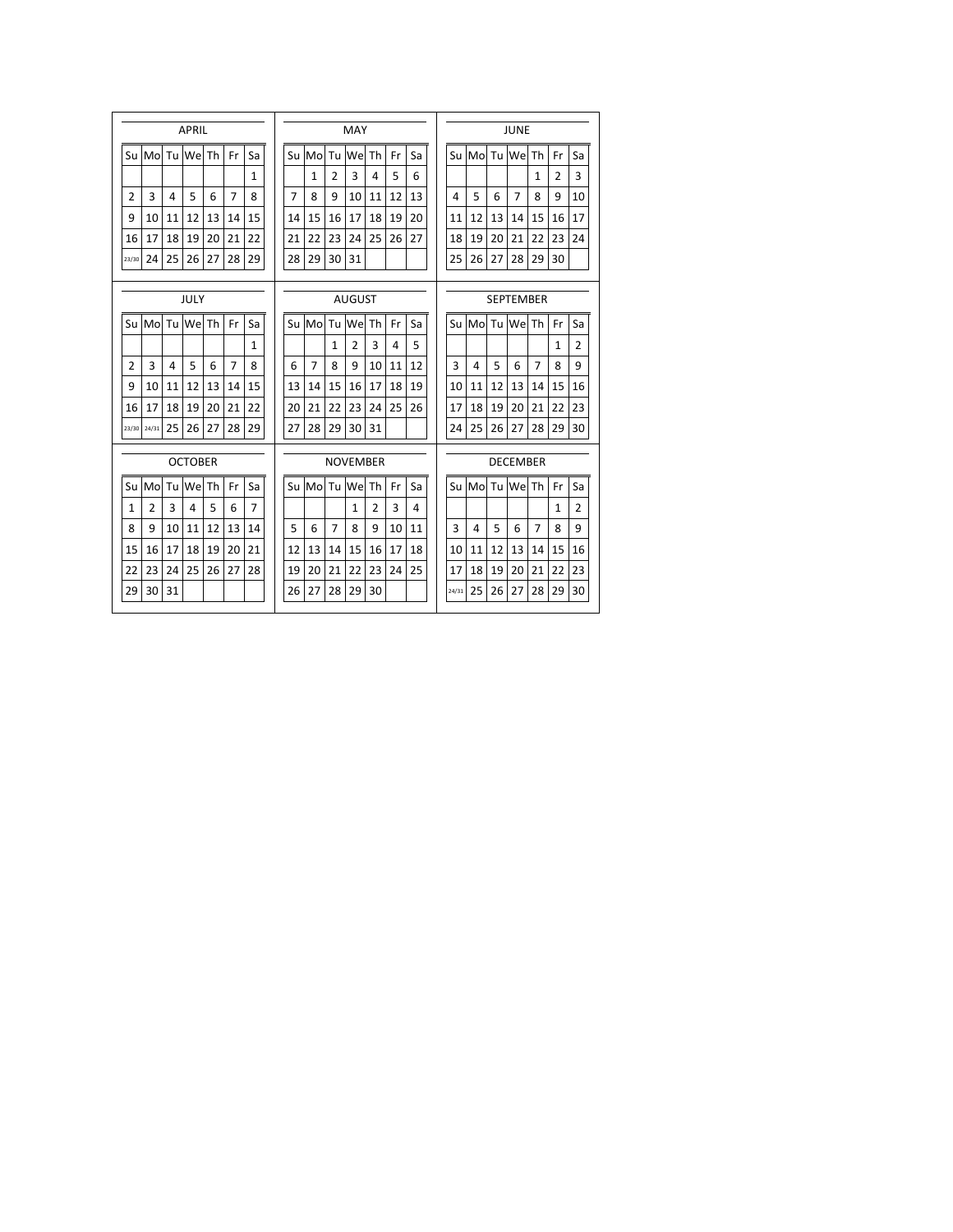APRIL

| Su | Mo | Tu | We | Th | Fr | Sa |
|---|---|---|---|---|---|---|
| | | | | | | 1 |
| 2 | 3 | 4 | 5 | 6 | 7 | 8 |
| 9 | 10 | 11 | 12 | 13 | 14 | 15 |
| 16 | 17 | 18 | 19 | 20 | 21 | 22 |
| 23/30 | 24 | 25 | 26 | 27 | 28 | 29 |

MAY

| Su | Mo | Tu | We | Th | Fr | Sa |
|---|---|---|---|---|---|---|
| | 1 | 2 | 3 | 4 | 5 | 6 |
| 7 | 8 | 9 | 10 | 11 | 12 | 13 |
| 14 | 15 | 16 | 17 | 18 | 19 | 20 |
| 21 | 22 | 23 | 24 | 25 | 26 | 27 |
| 28 | 29 | 30 | 31 | | | |

JUNE

| Su | Mo | Tu | We | Th | Fr | Sa |
|---|---|---|---|---|---|---|
| | | | | 1 | 2 | 3 |
| 4 | 5 | 6 | 7 | 8 | 9 | 10 |
| 11 | 12 | 13 | 14 | 15 | 16 | 17 |
| 18 | 19 | 20 | 21 | 22 | 23 | 24 |
| 25 | 26 | 27 | 28 | 29 | 30 | |

JULY

| Su | Mo | Tu | We | Th | Fr | Sa |
|---|---|---|---|---|---|---|
| | | | | | | 1 |
| 2 | 3 | 4 | 5 | 6 | 7 | 8 |
| 9 | 10 | 11 | 12 | 13 | 14 | 15 |
| 16 | 17 | 18 | 19 | 20 | 21 | 22 |
| 23/30 | 24/31 | 25 | 26 | 27 | 28 | 29 |

AUGUST

| Su | Mo | Tu | We | Th | Fr | Sa |
|---|---|---|---|---|---|---|
| | | 1 | 2 | 3 | 4 | 5 |
| 6 | 7 | 8 | 9 | 10 | 11 | 12 |
| 13 | 14 | 15 | 16 | 17 | 18 | 19 |
| 20 | 21 | 22 | 23 | 24 | 25 | 26 |
| 27 | 28 | 29 | 30 | 31 | | |

SEPTEMBER

| Su | Mo | Tu | We | Th | Fr | Sa |
|---|---|---|---|---|---|---|
| | | | | | 1 | 2 |
| 3 | 4 | 5 | 6 | 7 | 8 | 9 |
| 10 | 11 | 12 | 13 | 14 | 15 | 16 |
| 17 | 18 | 19 | 20 | 21 | 22 | 23 |
| 24 | 25 | 26 | 27 | 28 | 29 | 30 |

OCTOBER

| Su | Mo | Tu | We | Th | Fr | Sa |
|---|---|---|---|---|---|---|
| 1 | 2 | 3 | 4 | 5 | 6 | 7 |
| 8 | 9 | 10 | 11 | 12 | 13 | 14 |
| 15 | 16 | 17 | 18 | 19 | 20 | 21 |
| 22 | 23 | 24 | 25 | 26 | 27 | 28 |
| 29 | 30 | 31 | | | | |

NOVEMBER

| Su | Mo | Tu | We | Th | Fr | Sa |
|---|---|---|---|---|---|---|
| | | | 1 | 2 | 3 | 4 |
| 5 | 6 | 7 | 8 | 9 | 10 | 11 |
| 12 | 13 | 14 | 15 | 16 | 17 | 18 |
| 19 | 20 | 21 | 22 | 23 | 24 | 25 |
| 26 | 27 | 28 | 29 | 30 | | |

DECEMBER

| Su | Mo | Tu | We | Th | Fr | Sa |
|---|---|---|---|---|---|---|
| | | | | | 1 | 2 |
| 3 | 4 | 5 | 6 | 7 | 8 | 9 |
| 10 | 11 | 12 | 13 | 14 | 15 | 16 |
| 17 | 18 | 19 | 20 | 21 | 22 | 23 |
| 24/31 | 25 | 26 | 27 | 28 | 29 | 30 |